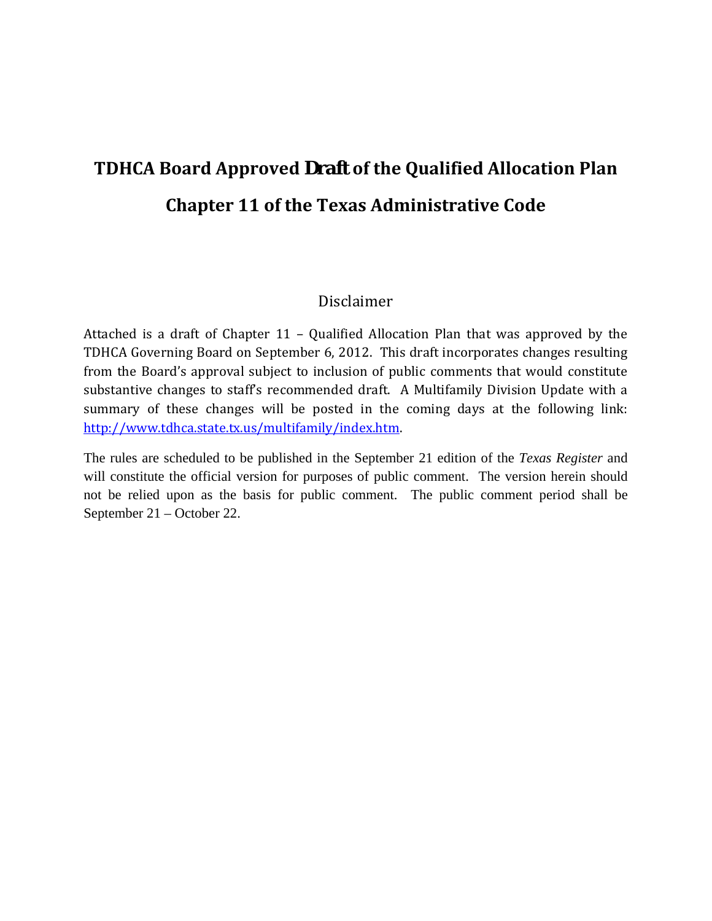# TDHCA Board Approved Draft of the Qualified Allocation Plan

# Chapter 11 of the Texas Administrative Code

## Disclaimer

Attached is a draft of Chapter 11 – Qualified Allocation Plan that was approved by the TDHCA Governing Board on September 6, 2012. This draft incorporates changes resulting from the Board's approval subject to inclusion of public comments that would constitute substantive changes to staff's recommended draft. A Multifamily Division Update with a summary of these changes will be posted in the coming days at the following link: http://www.tdhca.state.tx.us/multifamily/index.htm.

The rules are scheduled to be published in the September 21 edition of the *Texas Register* and will constitute the official version for purposes of public comment. The version herein should not be relied upon as the basis for public comment. The public comment period shall be September 21 – October 22.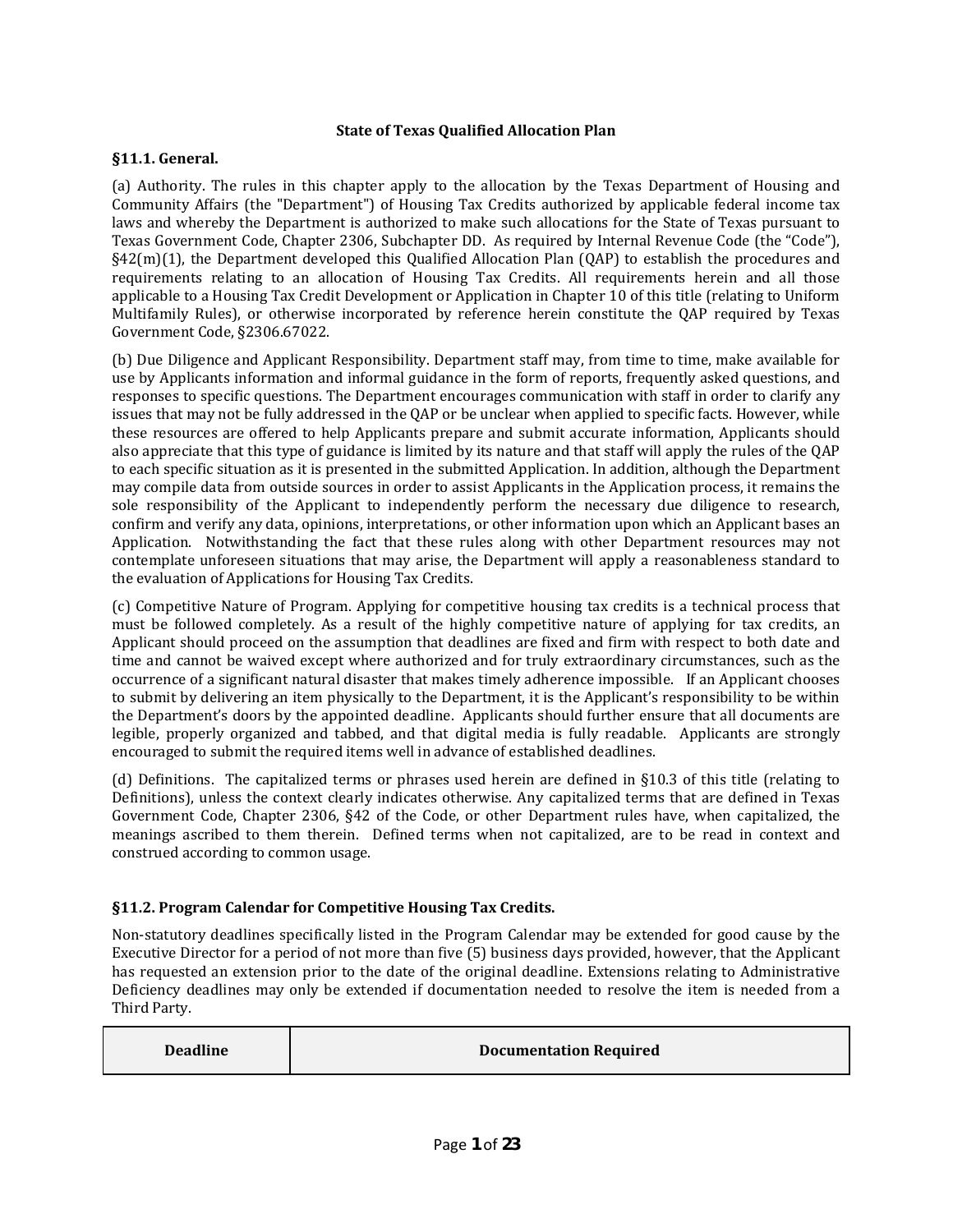**State of Texas Qualified Allocation Plan**

**§11.1. General.**

(a) Authority. The rules in this chapter apply to the allocation by the Texas Department of Housing and Community Affairs (the "Department") of Housing Tax Credits authorized by applicable federal income tax laws and whereby the Department is authorized to make such allocations for the State of Texas pursuant to Texas Government Code, Chapter 2306, Subchapter DD. As required by Internal Revenue Code (the "Code"), §42(m)(1), the Department developed this Qualified Allocation Plan (QAP) to establish the procedures and requirements relating to an allocation of Housing Tax Credits. All requirements herein and all those applicable to a Housing Tax Credit Development or Application in Chapter 10 of this title (relating to Uniform Multifamily Rules), or otherwise incorporated by reference herein constitute the QAP required by Texas Government Code, §2306.67022.

(b) Due Diligence and Applicant Responsibility. Department staff may, from time to time, make available for use by Applicants information and informal guidance in the form of reports, frequently asked questions, and responses to specific questions. The Department encourages communication with staff in order to clarify any issues that may not be fully addressed in the QAP or be unclear when applied to specific facts. However, while these resources are offered to help Applicants prepare and submit accurate information, Applicants should also appreciate that this type of guidance is limited by its nature and that staff will apply the rules of the QAP to each specific situation as it is presented in the submitted Application. In addition, although the Department may compile data from outside sources in order to assist Applicants in the Application process, it remains the sole responsibility of the Applicant to independently perform the necessary due diligence to research, confirm and verify any data, opinions, interpretations, or other information upon which an Applicant bases an Application. Notwithstanding the fact that these rules along with other Department resources may not contemplate unforeseen situations that may arise, the Department will apply a reasonableness standard to the evaluation of Applications for Housing Tax Credits.

(c) Competitive Nature of Program. Applying for competitive housing tax credits is a technical process that must be followed completely. As a result of the highly competitive nature of applying for tax credits, an Applicant should proceed on the assumption that deadlines are fixed and firm with respect to both date and time and cannot be waived except where authorized and for truly extraordinary circumstances, such as the occurrence of a significant natural disaster that makes timely adherence impossible. If an Applicant chooses to submit by delivering an item physically to the Department, it is the Applicant's responsibility to be within the Department's doors by the appointed deadline. Applicants should further ensure that all documents are legible, properly organized and tabbed, and that digital media is fully readable. Applicants are strongly encouraged to submit the required items well in advance of established deadlines.

(d) Definitions. The capitalized terms or phrases used herein are defined in §10.3 of this title (relating to Definitions), unless the context clearly indicates otherwise. Any capitalized terms that are defined in Texas Government Code, Chapter 2306, §42 of the Code, or other Department rules have, when capitalized, the meanings ascribed to them therein. Defined terms when not capitalized, are to be read in context and construed according to common usage.

**§11.2. Program Calendar for Competitive Housing Tax Credits.**

Non-statutory deadlines specifically listed in the Program Calendar may be extended for good cause by the Executive Director for a period of not more than five (5) business days provided, however, that the Applicant has requested an extension prior to the date of the original deadline. Extensions relating to Administrative Deficiency deadlines may only be extended if documentation needed to resolve the item is needed from a Third Party.

| Deadline | Documentation Required |
|---|---|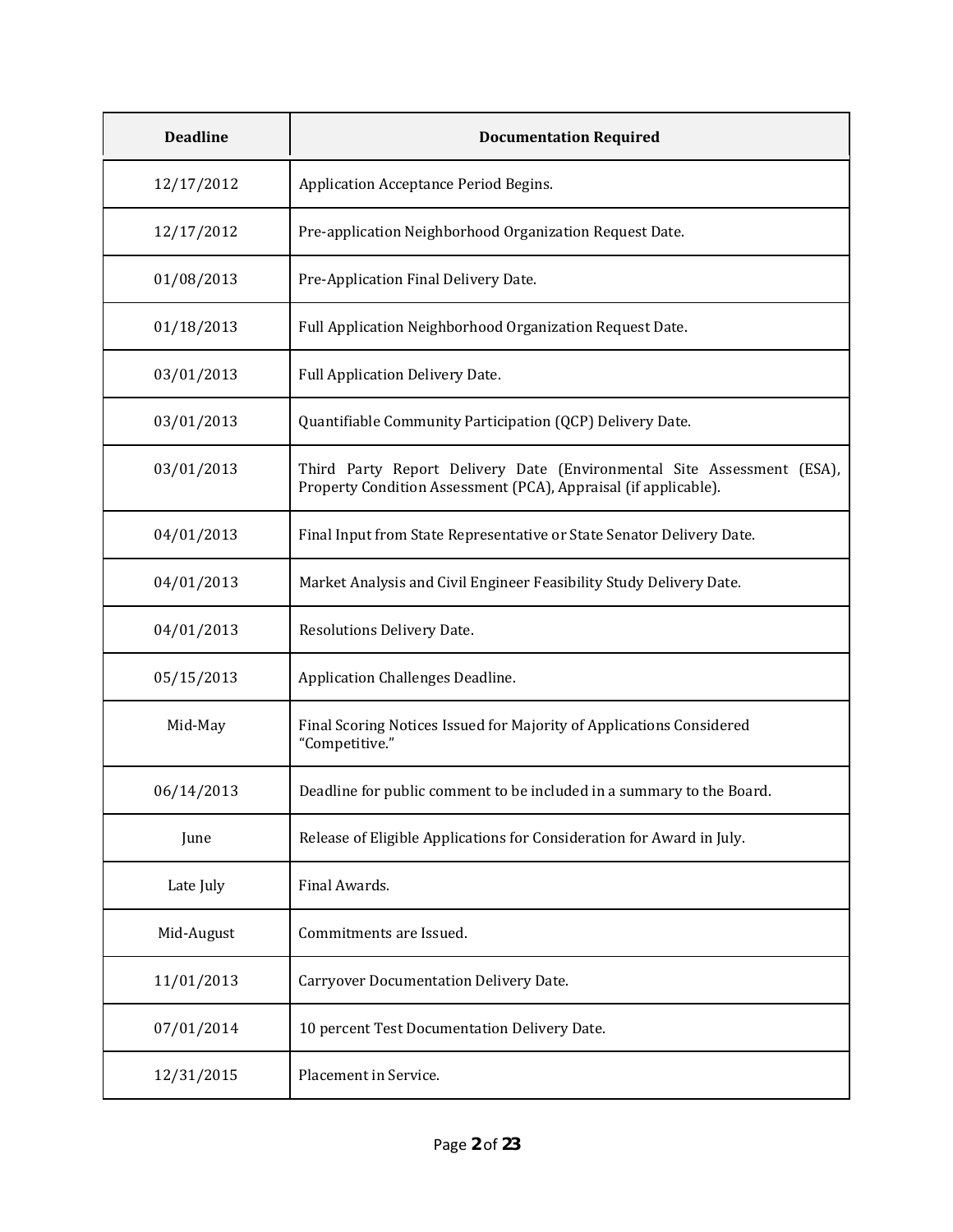| Deadline | Documentation Required |
| --- | --- |
| 12/17/2012 | Application Acceptance Period Begins. |
| 12/17/2012 | Pre-application Neighborhood Organization Request Date. |
| 01/08/2013 | Pre-Application Final Delivery Date. |
| 01/18/2013 | Full Application Neighborhood Organization Request Date. |
| 03/01/2013 | Full Application Delivery Date. |
| 03/01/2013 | Quantifiable Community Participation (QCP) Delivery Date. |
| 03/01/2013 | Third Party Report Delivery Date (Environmental Site Assessment (ESA), Property Condition Assessment (PCA), Appraisal (if applicable). |
| 04/01/2013 | Final Input from State Representative or State Senator Delivery Date. |
| 04/01/2013 | Market Analysis and Civil Engineer Feasibility Study Delivery Date. |
| 04/01/2013 | Resolutions Delivery Date. |
| 05/15/2013 | Application Challenges Deadline. |
| Mid-May | Final Scoring Notices Issued for Majority of Applications Considered "Competitive." |
| 06/14/2013 | Deadline for public comment to be included in a summary to the Board. |
| June | Release of Eligible Applications for Consideration for Award in July. |
| Late July | Final Awards. |
| Mid-August | Commitments are Issued. |
| 11/01/2013 | Carryover Documentation Delivery Date. |
| 07/01/2014 | 10 percent Test Documentation Delivery Date. |
| 12/31/2015 | Placement in Service. |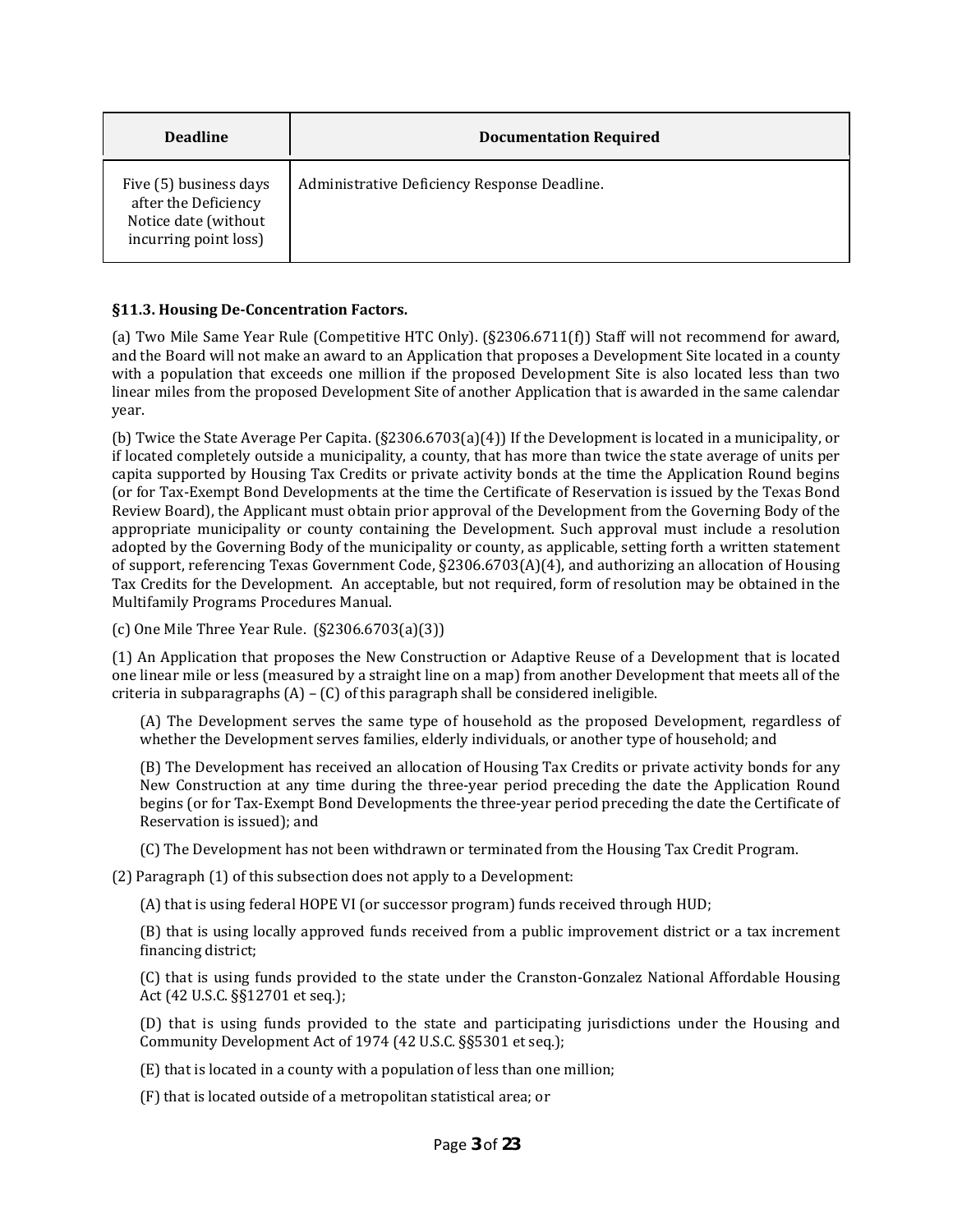| Deadline | Documentation Required |
|---|---|
| Five (5) business days after the Deficiency Notice date (without incurring point loss) | Administrative Deficiency Response Deadline. |

**§11.3. Housing De-Concentration Factors.**

(a) Two Mile Same Year Rule (Competitive HTC Only). (§2306.6711(f)) Staff will not recommend for award, and the Board will not make an award to an Application that proposes a Development Site located in a county with a population that exceeds one million if the proposed Development Site is also located less than two linear miles from the proposed Development Site of another Application that is awarded in the same calendar year.

(b) Twice the State Average Per Capita. (§2306.6703(a)(4)) If the Development is located in a municipality, or if located completely outside a municipality, a county, that has more than twice the state average of units per capita supported by Housing Tax Credits or private activity bonds at the time the Application Round begins (or for Tax-Exempt Bond Developments at the time the Certificate of Reservation is issued by the Texas Bond Review Board), the Applicant must obtain prior approval of the Development from the Governing Body of the appropriate municipality or county containing the Development. Such approval must include a resolution adopted by the Governing Body of the municipality or county, as applicable, setting forth a written statement of support, referencing Texas Government Code, §2306.6703(A)(4), and authorizing an allocation of Housing Tax Credits for the Development. An acceptable, but not required, form of resolution may be obtained in the Multifamily Programs Procedures Manual.

(c) One Mile Three Year Rule. (§2306.6703(a)(3))

(1) An Application that proposes the New Construction or Adaptive Reuse of a Development that is located one linear mile or less (measured by a straight line on a map) from another Development that meets all of the criteria in subparagraphs (A) – (C) of this paragraph shall be considered ineligible.

(A) The Development serves the same type of household as the proposed Development, regardless of whether the Development serves families, elderly individuals, or another type of household; and

(B) The Development has received an allocation of Housing Tax Credits or private activity bonds for any New Construction at any time during the three-year period preceding the date the Application Round begins (or for Tax-Exempt Bond Developments the three-year period preceding the date the Certificate of Reservation is issued); and

(C) The Development has not been withdrawn or terminated from the Housing Tax Credit Program.

(2) Paragraph (1) of this subsection does not apply to a Development:

(A) that is using federal HOPE VI (or successor program) funds received through HUD;

(B) that is using locally approved funds received from a public improvement district or a tax increment financing district;

(C) that is using funds provided to the state under the Cranston-Gonzalez National Affordable Housing Act (42 U.S.C. §§12701 et seq.);

(D) that is using funds provided to the state and participating jurisdictions under the Housing and Community Development Act of 1974 (42 U.S.C. §§5301 et seq.);

(E) that is located in a county with a population of less than one million;

(F) that is located outside of a metropolitan statistical area; or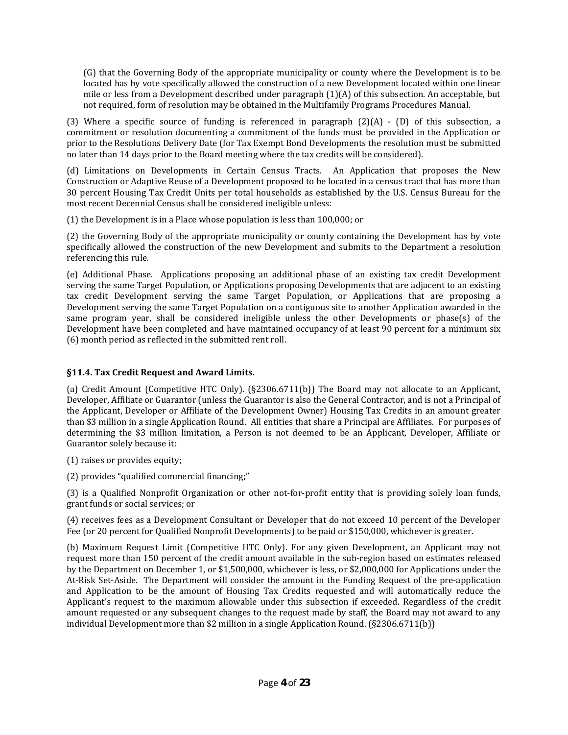(G) that the Governing Body of the appropriate municipality or county where the Development is to be located has by vote specifically allowed the construction of a new Development located within one linear mile or less from a Development described under paragraph (1)(A) of this subsection. An acceptable, but not required, form of resolution may be obtained in the Multifamily Programs Procedures Manual.

(3) Where a specific source of funding is referenced in paragraph (2)(A) - (D) of this subsection, a commitment or resolution documenting a commitment of the funds must be provided in the Application or prior to the Resolutions Delivery Date (for Tax Exempt Bond Developments the resolution must be submitted no later than 14 days prior to the Board meeting where the tax credits will be considered).

(d) Limitations on Developments in Certain Census Tracts. An Application that proposes the New Construction or Adaptive Reuse of a Development proposed to be located in a census tract that has more than 30 percent Housing Tax Credit Units per total households as established by the U.S. Census Bureau for the most recent Decennial Census shall be considered ineligible unless:

(1) the Development is in a Place whose population is less than 100,000; or

(2) the Governing Body of the appropriate municipality or county containing the Development has by vote specifically allowed the construction of the new Development and submits to the Department a resolution referencing this rule.

(e) Additional Phase. Applications proposing an additional phase of an existing tax credit Development serving the same Target Population, or Applications proposing Developments that are adjacent to an existing tax credit Development serving the same Target Population, or Applications that are proposing a Development serving the same Target Population on a contiguous site to another Application awarded in the same program year, shall be considered ineligible unless the other Developments or phase(s) of the Development have been completed and have maintained occupancy of at least 90 percent for a minimum six (6) month period as reflected in the submitted rent roll.

### §11.4. Tax Credit Request and Award Limits.

(a) Credit Amount (Competitive HTC Only). (§2306.6711(b)) The Board may not allocate to an Applicant, Developer, Affiliate or Guarantor (unless the Guarantor is also the General Contractor, and is not a Principal of the Applicant, Developer or Affiliate of the Development Owner) Housing Tax Credits in an amount greater than $3 million in a single Application Round. All entities that share a Principal are Affiliates. For purposes of determining the $3 million limitation, a Person is not deemed to be an Applicant, Developer, Affiliate or Guarantor solely because it:

(1) raises or provides equity;

(2) provides "qualified commercial financing;"

(3) is a Qualified Nonprofit Organization or other not-for-profit entity that is providing solely loan funds, grant funds or social services; or

(4) receives fees as a Development Consultant or Developer that do not exceed 10 percent of the Developer Fee (or 20 percent for Qualified Nonprofit Developments) to be paid or $150,000, whichever is greater.

(b) Maximum Request Limit (Competitive HTC Only). For any given Development, an Applicant may not request more than 150 percent of the credit amount available in the sub-region based on estimates released by the Department on December 1, or $1,500,000, whichever is less, or $2,000,000 for Applications under the At-Risk Set-Aside. The Department will consider the amount in the Funding Request of the pre-application and Application to be the amount of Housing Tax Credits requested and will automatically reduce the Applicant's request to the maximum allowable under this subsection if exceeded. Regardless of the credit amount requested or any subsequent changes to the request made by staff, the Board may not award to any individual Development more than $2 million in a single Application Round. (§2306.6711(b))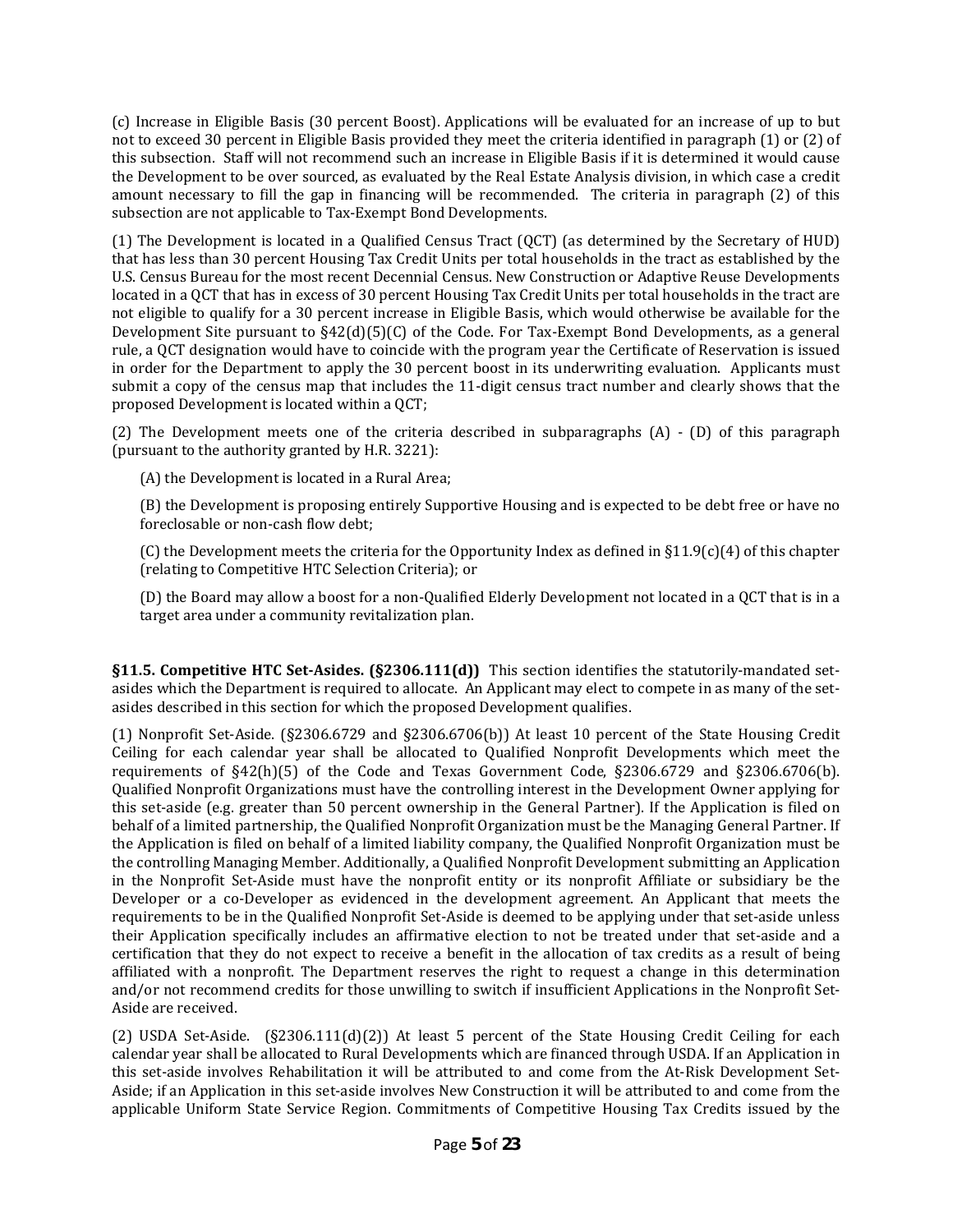(c) Increase in Eligible Basis (30 percent Boost). Applications will be evaluated for an increase of up to but not to exceed 30 percent in Eligible Basis provided they meet the criteria identified in paragraph (1) or (2) of this subsection. Staff will not recommend such an increase in Eligible Basis if it is determined it would cause the Development to be over sourced, as evaluated by the Real Estate Analysis division, in which case a credit amount necessary to fill the gap in financing will be recommended. The criteria in paragraph (2) of this subsection are not applicable to Tax-Exempt Bond Developments.

(1) The Development is located in a Qualified Census Tract (QCT) (as determined by the Secretary of HUD) that has less than 30 percent Housing Tax Credit Units per total households in the tract as established by the U.S. Census Bureau for the most recent Decennial Census. New Construction or Adaptive Reuse Developments located in a QCT that has in excess of 30 percent Housing Tax Credit Units per total households in the tract are not eligible to qualify for a 30 percent increase in Eligible Basis, which would otherwise be available for the Development Site pursuant to §42(d)(5)(C) of the Code. For Tax-Exempt Bond Developments, as a general rule, a QCT designation would have to coincide with the program year the Certificate of Reservation is issued in order for the Department to apply the 30 percent boost in its underwriting evaluation. Applicants must submit a copy of the census map that includes the 11-digit census tract number and clearly shows that the proposed Development is located within a QCT;

(2) The Development meets one of the criteria described in subparagraphs (A) - (D) of this paragraph (pursuant to the authority granted by H.R. 3221):

(A) the Development is located in a Rural Area;

(B) the Development is proposing entirely Supportive Housing and is expected to be debt free or have no foreclosable or non-cash flow debt;

(C) the Development meets the criteria for the Opportunity Index as defined in §11.9(c)(4) of this chapter (relating to Competitive HTC Selection Criteria); or

(D) the Board may allow a boost for a non-Qualified Elderly Development not located in a QCT that is in a target area under a community revitalization plan.

**§11.5. Competitive HTC Set-Asides. (§2306.111(d))** This section identifies the statutorily-mandated set-asides which the Department is required to allocate. An Applicant may elect to compete in as many of the set-asides described in this section for which the proposed Development qualifies.

(1) Nonprofit Set-Aside. (§2306.6729 and §2306.6706(b)) At least 10 percent of the State Housing Credit Ceiling for each calendar year shall be allocated to Qualified Nonprofit Developments which meet the requirements of §42(h)(5) of the Code and Texas Government Code, §2306.6729 and §2306.6706(b). Qualified Nonprofit Organizations must have the controlling interest in the Development Owner applying for this set-aside (e.g. greater than 50 percent ownership in the General Partner). If the Application is filed on behalf of a limited partnership, the Qualified Nonprofit Organization must be the Managing General Partner. If the Application is filed on behalf of a limited liability company, the Qualified Nonprofit Organization must be the controlling Managing Member. Additionally, a Qualified Nonprofit Development submitting an Application in the Nonprofit Set-Aside must have the nonprofit entity or its nonprofit Affiliate or subsidiary be the Developer or a co-Developer as evidenced in the development agreement. An Applicant that meets the requirements to be in the Qualified Nonprofit Set-Aside is deemed to be applying under that set-aside unless their Application specifically includes an affirmative election to not be treated under that set-aside and a certification that they do not expect to receive a benefit in the allocation of tax credits as a result of being affiliated with a nonprofit. The Department reserves the right to request a change in this determination and/or not recommend credits for those unwilling to switch if insufficient Applications in the Nonprofit Set-Aside are received.

(2) USDA Set-Aside. (§2306.111(d)(2)) At least 5 percent of the State Housing Credit Ceiling for each calendar year shall be allocated to Rural Developments which are financed through USDA. If an Application in this set-aside involves Rehabilitation it will be attributed to and come from the At-Risk Development Set-Aside; if an Application in this set-aside involves New Construction it will be attributed to and come from the applicable Uniform State Service Region. Commitments of Competitive Housing Tax Credits issued by the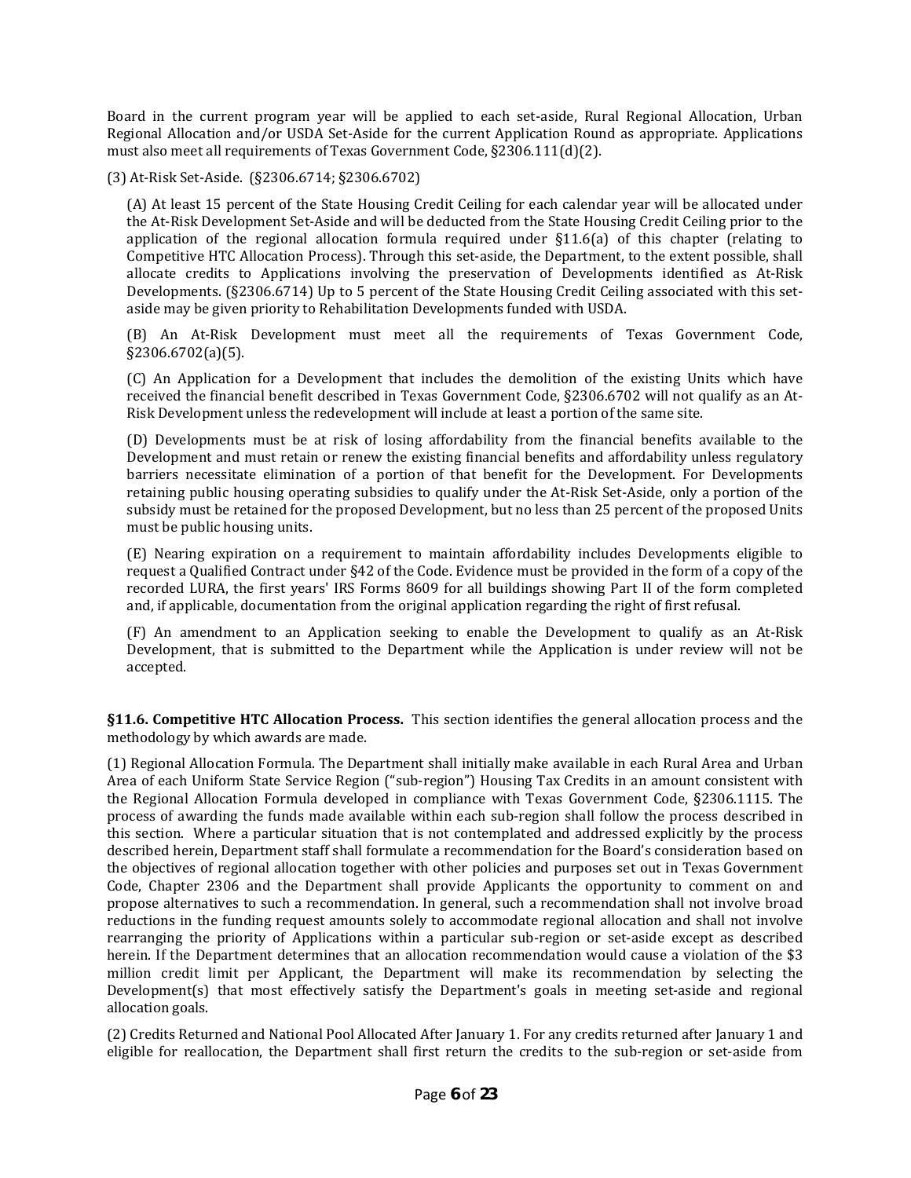Board in the current program year will be applied to each set-aside, Rural Regional Allocation, Urban Regional Allocation and/or USDA Set-Aside for the current Application Round as appropriate. Applications must also meet all requirements of Texas Government Code, §2306.111(d)(2).

(3) At-Risk Set-Aside. (§2306.6714; §2306.6702)

(A) At least 15 percent of the State Housing Credit Ceiling for each calendar year will be allocated under the At-Risk Development Set-Aside and will be deducted from the State Housing Credit Ceiling prior to the application of the regional allocation formula required under §11.6(a) of this chapter (relating to Competitive HTC Allocation Process). Through this set-aside, the Department, to the extent possible, shall allocate credits to Applications involving the preservation of Developments identified as At-Risk Developments. (§2306.6714) Up to 5 percent of the State Housing Credit Ceiling associated with this set-aside may be given priority to Rehabilitation Developments funded with USDA.

(B) An At-Risk Development must meet all the requirements of Texas Government Code, §2306.6702(a)(5).

(C) An Application for a Development that includes the demolition of the existing Units which have received the financial benefit described in Texas Government Code, §2306.6702 will not qualify as an At-Risk Development unless the redevelopment will include at least a portion of the same site.

(D) Developments must be at risk of losing affordability from the financial benefits available to the Development and must retain or renew the existing financial benefits and affordability unless regulatory barriers necessitate elimination of a portion of that benefit for the Development. For Developments retaining public housing operating subsidies to qualify under the At-Risk Set-Aside, only a portion of the subsidy must be retained for the proposed Development, but no less than 25 percent of the proposed Units must be public housing units.

(E) Nearing expiration on a requirement to maintain affordability includes Developments eligible to request a Qualified Contract under §42 of the Code. Evidence must be provided in the form of a copy of the recorded LURA, the first years' IRS Forms 8609 for all buildings showing Part II of the form completed and, if applicable, documentation from the original application regarding the right of first refusal.

(F) An amendment to an Application seeking to enable the Development to qualify as an At-Risk Development, that is submitted to the Department while the Application is under review will not be accepted.

**§11.6. Competitive HTC Allocation Process.** This section identifies the general allocation process and the methodology by which awards are made.

(1) Regional Allocation Formula. The Department shall initially make available in each Rural Area and Urban Area of each Uniform State Service Region ("sub-region") Housing Tax Credits in an amount consistent with the Regional Allocation Formula developed in compliance with Texas Government Code, §2306.1115. The process of awarding the funds made available within each sub-region shall follow the process described in this section. Where a particular situation that is not contemplated and addressed explicitly by the process described herein, Department staff shall formulate a recommendation for the Board's consideration based on the objectives of regional allocation together with other policies and purposes set out in Texas Government Code, Chapter 2306 and the Department shall provide Applicants the opportunity to comment on and propose alternatives to such a recommendation. In general, such a recommendation shall not involve broad reductions in the funding request amounts solely to accommodate regional allocation and shall not involve rearranging the priority of Applications within a particular sub-region or set-aside except as described herein. If the Department determines that an allocation recommendation would cause a violation of the $3 million credit limit per Applicant, the Department will make its recommendation by selecting the Development(s) that most effectively satisfy the Department's goals in meeting set-aside and regional allocation goals.

(2) Credits Returned and National Pool Allocated After January 1. For any credits returned after January 1 and eligible for reallocation, the Department shall first return the credits to the sub-region or set-aside from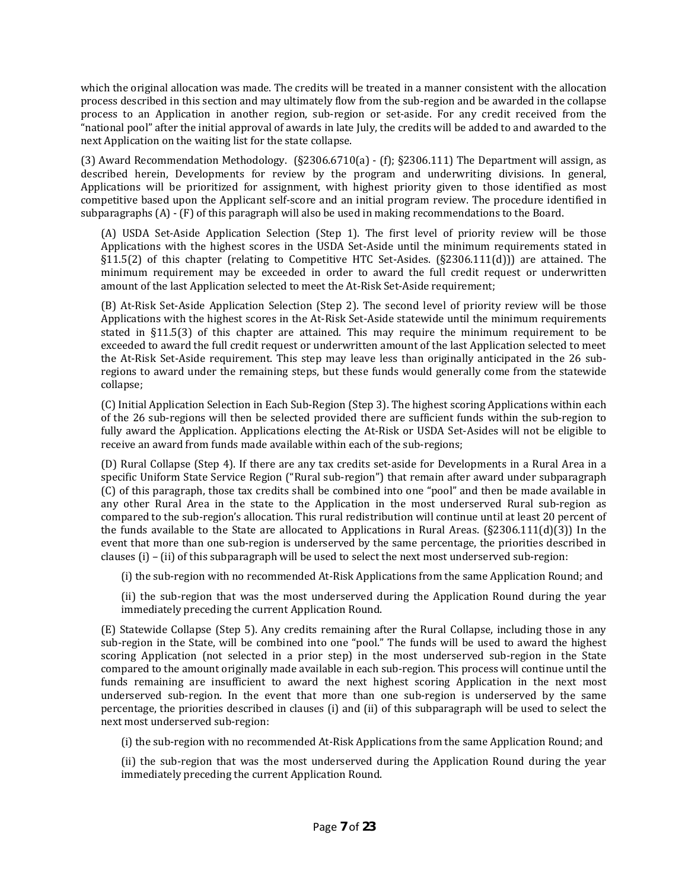which the original allocation was made. The credits will be treated in a manner consistent with the allocation process described in this section and may ultimately flow from the sub-region and be awarded in the collapse process to an Application in another region, sub-region or set-aside. For any credit received from the "national pool" after the initial approval of awards in late July, the credits will be added to and awarded to the next Application on the waiting list for the state collapse.

(3) Award Recommendation Methodology. (§2306.6710(a) - (f); §2306.111) The Department will assign, as described herein, Developments for review by the program and underwriting divisions. In general, Applications will be prioritized for assignment, with highest priority given to those identified as most competitive based upon the Applicant self-score and an initial program review. The procedure identified in subparagraphs (A) - (F) of this paragraph will also be used in making recommendations to the Board.

(A) USDA Set-Aside Application Selection (Step 1). The first level of priority review will be those Applications with the highest scores in the USDA Set-Aside until the minimum requirements stated in §11.5(2) of this chapter (relating to Competitive HTC Set-Asides. (§2306.111(d))) are attained. The minimum requirement may be exceeded in order to award the full credit request or underwritten amount of the last Application selected to meet the At-Risk Set-Aside requirement;

(B) At-Risk Set-Aside Application Selection (Step 2). The second level of priority review will be those Applications with the highest scores in the At-Risk Set-Aside statewide until the minimum requirements stated in §11.5(3) of this chapter are attained. This may require the minimum requirement to be exceeded to award the full credit request or underwritten amount of the last Application selected to meet the At-Risk Set-Aside requirement. This step may leave less than originally anticipated in the 26 sub-regions to award under the remaining steps, but these funds would generally come from the statewide collapse;

(C) Initial Application Selection in Each Sub-Region (Step 3). The highest scoring Applications within each of the 26 sub-regions will then be selected provided there are sufficient funds within the sub-region to fully award the Application. Applications electing the At-Risk or USDA Set-Asides will not be eligible to receive an award from funds made available within each of the sub-regions;

(D) Rural Collapse (Step 4). If there are any tax credits set-aside for Developments in a Rural Area in a specific Uniform State Service Region ("Rural sub-region") that remain after award under subparagraph (C) of this paragraph, those tax credits shall be combined into one "pool" and then be made available in any other Rural Area in the state to the Application in the most underserved Rural sub-region as compared to the sub-region's allocation. This rural redistribution will continue until at least 20 percent of the funds available to the State are allocated to Applications in Rural Areas. (§2306.111(d)(3)) In the event that more than one sub-region is underserved by the same percentage, the priorities described in clauses (i) – (ii) of this subparagraph will be used to select the next most underserved sub-region:

(i) the sub-region with no recommended At-Risk Applications from the same Application Round; and

(ii) the sub-region that was the most underserved during the Application Round during the year immediately preceding the current Application Round.

(E) Statewide Collapse (Step 5). Any credits remaining after the Rural Collapse, including those in any sub-region in the State, will be combined into one "pool." The funds will be used to award the highest scoring Application (not selected in a prior step) in the most underserved sub-region in the State compared to the amount originally made available in each sub-region. This process will continue until the funds remaining are insufficient to award the next highest scoring Application in the next most underserved sub-region. In the event that more than one sub-region is underserved by the same percentage, the priorities described in clauses (i) and (ii) of this subparagraph will be used to select the next most underserved sub-region:

(i) the sub-region with no recommended At-Risk Applications from the same Application Round; and

(ii) the sub-region that was the most underserved during the Application Round during the year immediately preceding the current Application Round.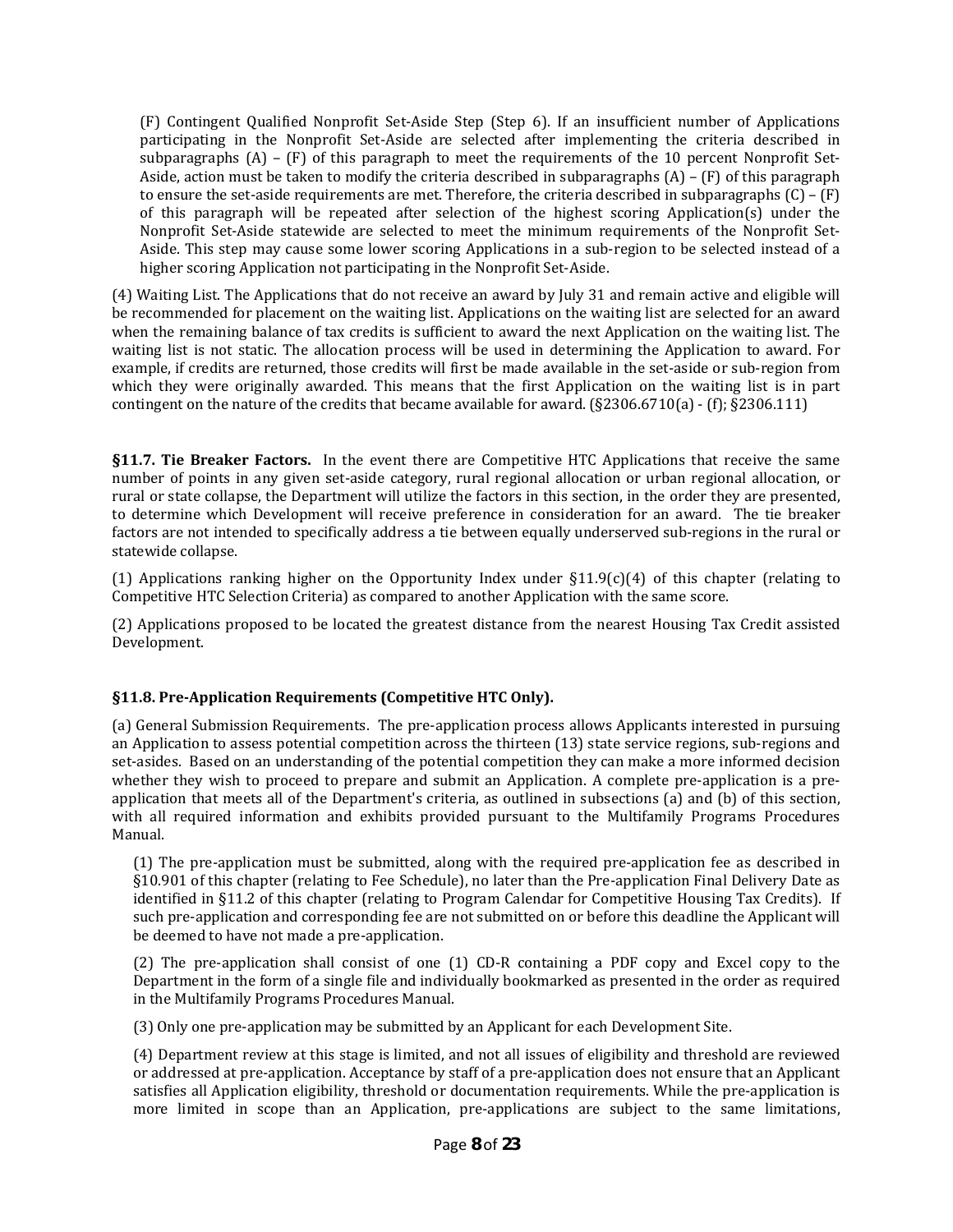(F) Contingent Qualified Nonprofit Set-Aside Step (Step 6). If an insufficient number of Applications participating in the Nonprofit Set-Aside are selected after implementing the criteria described in subparagraphs (A) – (F) of this paragraph to meet the requirements of the 10 percent Nonprofit Set-Aside, action must be taken to modify the criteria described in subparagraphs (A) – (F) of this paragraph to ensure the set-aside requirements are met. Therefore, the criteria described in subparagraphs (C) – (F) of this paragraph will be repeated after selection of the highest scoring Application(s) under the Nonprofit Set-Aside statewide are selected to meet the minimum requirements of the Nonprofit Set-Aside. This step may cause some lower scoring Applications in a sub-region to be selected instead of a higher scoring Application not participating in the Nonprofit Set-Aside.

(4) Waiting List. The Applications that do not receive an award by July 31 and remain active and eligible will be recommended for placement on the waiting list. Applications on the waiting list are selected for an award when the remaining balance of tax credits is sufficient to award the next Application on the waiting list. The waiting list is not static. The allocation process will be used in determining the Application to award. For example, if credits are returned, those credits will first be made available in the set-aside or sub-region from which they were originally awarded. This means that the first Application on the waiting list is in part contingent on the nature of the credits that became available for award. (§2306.6710(a) - (f); §2306.111)

**§11.7. Tie Breaker Factors.** In the event there are Competitive HTC Applications that receive the same number of points in any given set-aside category, rural regional allocation or urban regional allocation, or rural or state collapse, the Department will utilize the factors in this section, in the order they are presented, to determine which Development will receive preference in consideration for an award. The tie breaker factors are not intended to specifically address a tie between equally underserved sub-regions in the rural or statewide collapse.

(1) Applications ranking higher on the Opportunity Index under §11.9(c)(4) of this chapter (relating to Competitive HTC Selection Criteria) as compared to another Application with the same score.

(2) Applications proposed to be located the greatest distance from the nearest Housing Tax Credit assisted Development.

### §11.8. Pre-Application Requirements (Competitive HTC Only).

(a) General Submission Requirements. The pre-application process allows Applicants interested in pursuing an Application to assess potential competition across the thirteen (13) state service regions, sub-regions and set-asides. Based on an understanding of the potential competition they can make a more informed decision whether they wish to proceed to prepare and submit an Application. A complete pre-application is a pre-application that meets all of the Department's criteria, as outlined in subsections (a) and (b) of this section, with all required information and exhibits provided pursuant to the Multifamily Programs Procedures Manual.

(1) The pre-application must be submitted, along with the required pre-application fee as described in §10.901 of this chapter (relating to Fee Schedule), no later than the Pre-application Final Delivery Date as identified in §11.2 of this chapter (relating to Program Calendar for Competitive Housing Tax Credits). If such pre-application and corresponding fee are not submitted on or before this deadline the Applicant will be deemed to have not made a pre-application.

(2) The pre-application shall consist of one (1) CD-R containing a PDF copy and Excel copy to the Department in the form of a single file and individually bookmarked as presented in the order as required in the Multifamily Programs Procedures Manual.

(3) Only one pre-application may be submitted by an Applicant for each Development Site.

(4) Department review at this stage is limited, and not all issues of eligibility and threshold are reviewed or addressed at pre-application. Acceptance by staff of a pre-application does not ensure that an Applicant satisfies all Application eligibility, threshold or documentation requirements. While the pre-application is more limited in scope than an Application, pre-applications are subject to the same limitations,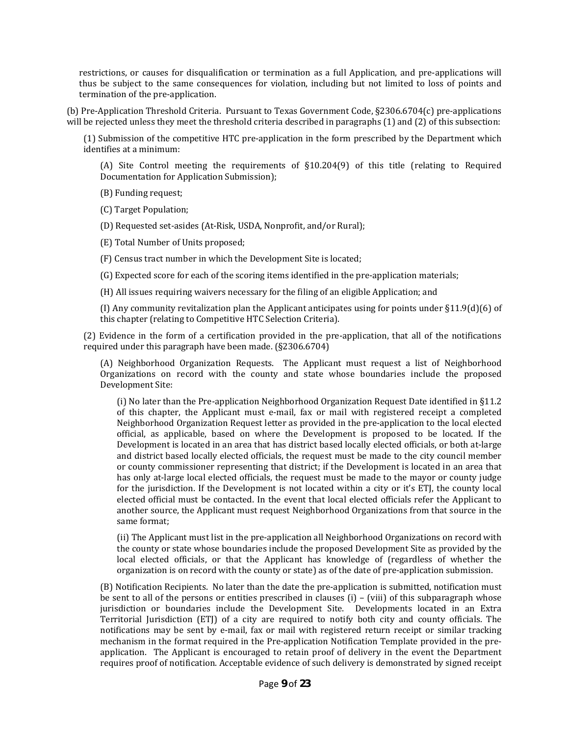restrictions, or causes for disqualification or termination as a full Application, and pre-applications will thus be subject to the same consequences for violation, including but not limited to loss of points and termination of the pre-application.

(b) Pre-Application Threshold Criteria. Pursuant to Texas Government Code, §2306.6704(c) pre-applications will be rejected unless they meet the threshold criteria described in paragraphs (1) and (2) of this subsection:

(1) Submission of the competitive HTC pre-application in the form prescribed by the Department which identifies at a minimum:

(A) Site Control meeting the requirements of §10.204(9) of this title (relating to Required Documentation for Application Submission);

(B) Funding request;

(C) Target Population;

(D) Requested set-asides (At-Risk, USDA, Nonprofit, and/or Rural);

(E) Total Number of Units proposed;

(F) Census tract number in which the Development Site is located;

(G) Expected score for each of the scoring items identified in the pre-application materials;

(H) All issues requiring waivers necessary for the filing of an eligible Application; and

(I) Any community revitalization plan the Applicant anticipates using for points under §11.9(d)(6) of this chapter (relating to Competitive HTC Selection Criteria).

(2) Evidence in the form of a certification provided in the pre-application, that all of the notifications required under this paragraph have been made. (§2306.6704)

(A) Neighborhood Organization Requests. The Applicant must request a list of Neighborhood Organizations on record with the county and state whose boundaries include the proposed Development Site:

(i) No later than the Pre-application Neighborhood Organization Request Date identified in §11.2 of this chapter, the Applicant must e-mail, fax or mail with registered receipt a completed Neighborhood Organization Request letter as provided in the pre-application to the local elected official, as applicable, based on where the Development is proposed to be located. If the Development is located in an area that has district based locally elected officials, or both at-large and district based locally elected officials, the request must be made to the city council member or county commissioner representing that district; if the Development is located in an area that has only at-large local elected officials, the request must be made to the mayor or county judge for the jurisdiction. If the Development is not located within a city or it's ETJ, the county local elected official must be contacted. In the event that local elected officials refer the Applicant to another source, the Applicant must request Neighborhood Organizations from that source in the same format;

(ii) The Applicant must list in the pre-application all Neighborhood Organizations on record with the county or state whose boundaries include the proposed Development Site as provided by the local elected officials, or that the Applicant has knowledge of (regardless of whether the organization is on record with the county or state) as of the date of pre-application submission.

(B) Notification Recipients. No later than the date the pre-application is submitted, notification must be sent to all of the persons or entities prescribed in clauses (i) – (viii) of this subparagraph whose jurisdiction or boundaries include the Development Site. Developments located in an Extra Territorial Jurisdiction (ETJ) of a city are required to notify both city and county officials. The notifications may be sent by e-mail, fax or mail with registered return receipt or similar tracking mechanism in the format required in the Pre-application Notification Template provided in the pre-application. The Applicant is encouraged to retain proof of delivery in the event the Department requires proof of notification. Acceptable evidence of such delivery is demonstrated by signed receipt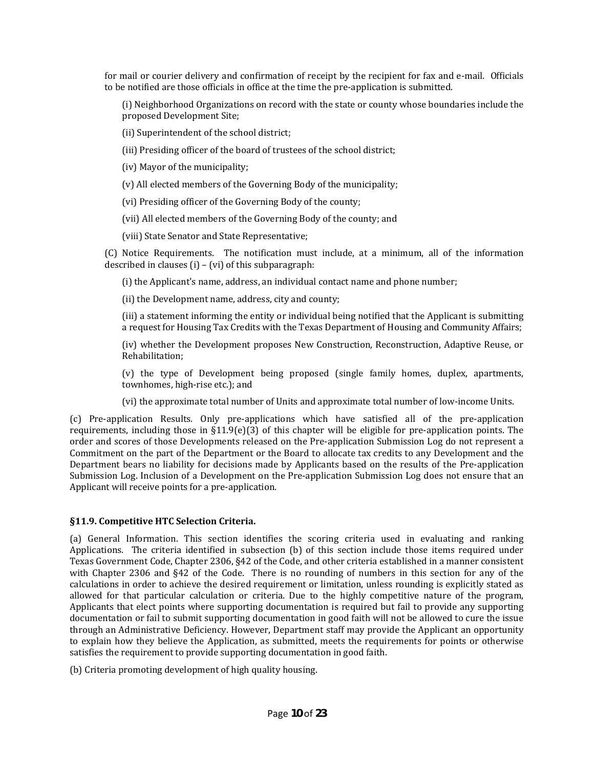for mail or courier delivery and confirmation of receipt by the recipient for fax and e-mail. Officials to be notified are those officials in office at the time the pre-application is submitted.

(i) Neighborhood Organizations on record with the state or county whose boundaries include the proposed Development Site;

(ii) Superintendent of the school district;

(iii) Presiding officer of the board of trustees of the school district;

(iv) Mayor of the municipality;

(v) All elected members of the Governing Body of the municipality;

(vi) Presiding officer of the Governing Body of the county;

(vii) All elected members of the Governing Body of the county; and

(viii) State Senator and State Representative;

(C) Notice Requirements. The notification must include, at a minimum, all of the information described in clauses (i) – (vi) of this subparagraph:

(i) the Applicant's name, address, an individual contact name and phone number;

(ii) the Development name, address, city and county;

(iii) a statement informing the entity or individual being notified that the Applicant is submitting a request for Housing Tax Credits with the Texas Department of Housing and Community Affairs;

(iv) whether the Development proposes New Construction, Reconstruction, Adaptive Reuse, or Rehabilitation;

(v) the type of Development being proposed (single family homes, duplex, apartments, townhomes, high-rise etc.); and

(vi) the approximate total number of Units and approximate total number of low-income Units.

(c) Pre-application Results. Only pre-applications which have satisfied all of the pre-application requirements, including those in §11.9(e)(3) of this chapter will be eligible for pre-application points. The order and scores of those Developments released on the Pre-application Submission Log do not represent a Commitment on the part of the Department or the Board to allocate tax credits to any Development and the Department bears no liability for decisions made by Applicants based on the results of the Pre-application Submission Log. Inclusion of a Development on the Pre-application Submission Log does not ensure that an Applicant will receive points for a pre-application.

### §11.9. Competitive HTC Selection Criteria.

(a) General Information. This section identifies the scoring criteria used in evaluating and ranking Applications. The criteria identified in subsection (b) of this section include those items required under Texas Government Code, Chapter 2306, §42 of the Code, and other criteria established in a manner consistent with Chapter 2306 and §42 of the Code. There is no rounding of numbers in this section for any of the calculations in order to achieve the desired requirement or limitation, unless rounding is explicitly stated as allowed for that particular calculation or criteria. Due to the highly competitive nature of the program, Applicants that elect points where supporting documentation is required but fail to provide any supporting documentation or fail to submit supporting documentation in good faith will not be allowed to cure the issue through an Administrative Deficiency. However, Department staff may provide the Applicant an opportunity to explain how they believe the Application, as submitted, meets the requirements for points or otherwise satisfies the requirement to provide supporting documentation in good faith.

(b) Criteria promoting development of high quality housing.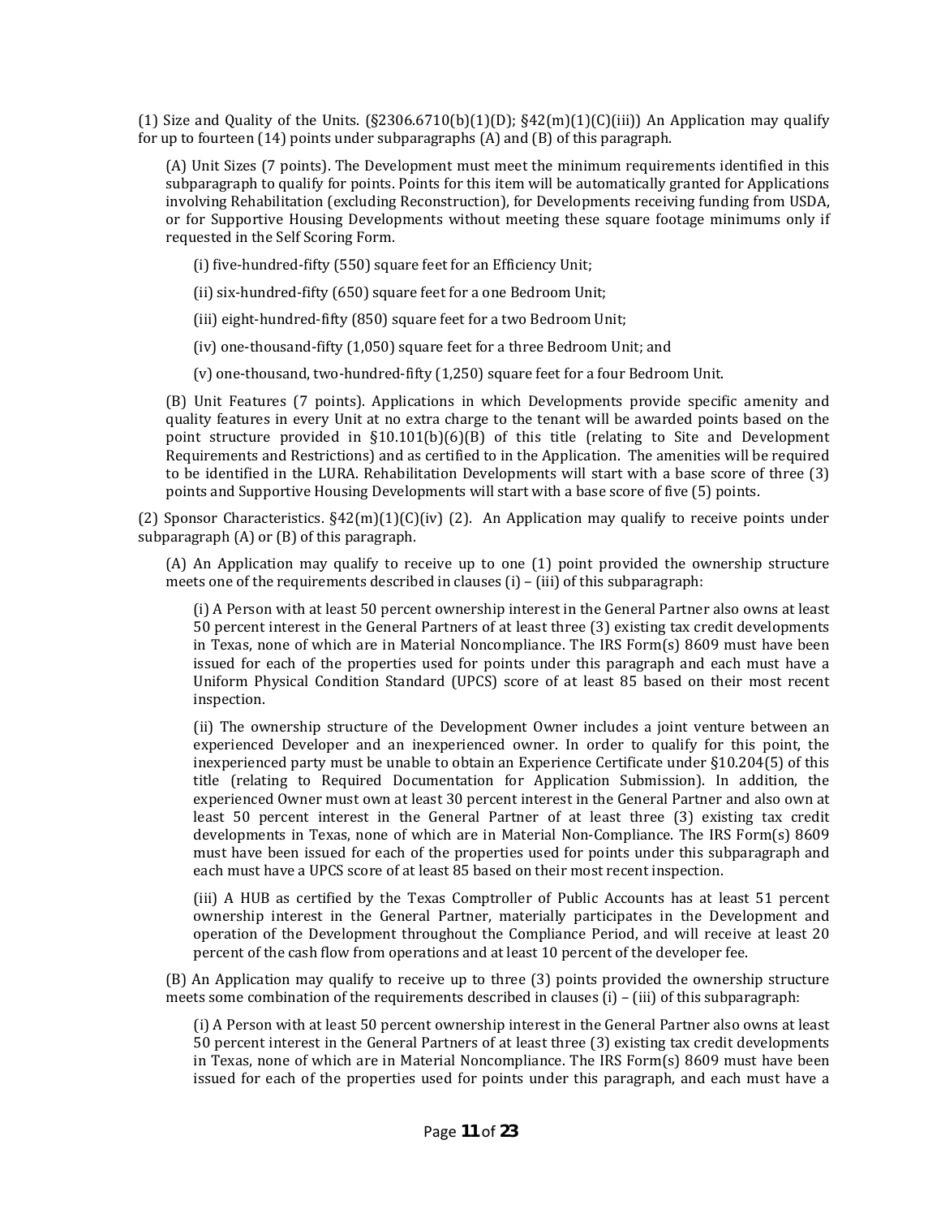(1) Size and Quality of the Units. (§2306.6710(b)(1)(D); §42(m)(1)(C)(iii)) An Application may qualify for up to fourteen (14) points under subparagraphs (A) and (B) of this paragraph.

(A) Unit Sizes (7 points). The Development must meet the minimum requirements identified in this subparagraph to qualify for points. Points for this item will be automatically granted for Applications involving Rehabilitation (excluding Reconstruction), for Developments receiving funding from USDA, or for Supportive Housing Developments without meeting these square footage minimums only if requested in the Self Scoring Form.

(i) five-hundred-fifty (550) square feet for an Efficiency Unit;

(ii) six-hundred-fifty (650) square feet for a one Bedroom Unit;

(iii) eight-hundred-fifty (850) square feet for a two Bedroom Unit;

(iv) one-thousand-fifty (1,050) square feet for a three Bedroom Unit; and

(v) one-thousand, two-hundred-fifty (1,250) square feet for a four Bedroom Unit.

(B) Unit Features (7 points). Applications in which Developments provide specific amenity and quality features in every Unit at no extra charge to the tenant will be awarded points based on the point structure provided in §10.101(b)(6)(B) of this title (relating to Site and Development Requirements and Restrictions) and as certified to in the Application. The amenities will be required to be identified in the LURA. Rehabilitation Developments will start with a base score of three (3) points and Supportive Housing Developments will start with a base score of five (5) points.

(2) Sponsor Characteristics. §42(m)(1)(C)(iv) (2). An Application may qualify to receive points under subparagraph (A) or (B) of this paragraph.

(A) An Application may qualify to receive up to one (1) point provided the ownership structure meets one of the requirements described in clauses (i) – (iii) of this subparagraph:

(i) A Person with at least 50 percent ownership interest in the General Partner also owns at least 50 percent interest in the General Partners of at least three (3) existing tax credit developments in Texas, none of which are in Material Noncompliance. The IRS Form(s) 8609 must have been issued for each of the properties used for points under this paragraph and each must have a Uniform Physical Condition Standard (UPCS) score of at least 85 based on their most recent inspection.

(ii) The ownership structure of the Development Owner includes a joint venture between an experienced Developer and an inexperienced owner. In order to qualify for this point, the inexperienced party must be unable to obtain an Experience Certificate under §10.204(5) of this title (relating to Required Documentation for Application Submission). In addition, the experienced Owner must own at least 30 percent interest in the General Partner and also own at least 50 percent interest in the General Partner of at least three (3) existing tax credit developments in Texas, none of which are in Material Non-Compliance. The IRS Form(s) 8609 must have been issued for each of the properties used for points under this subparagraph and each must have a UPCS score of at least 85 based on their most recent inspection.

(iii) A HUB as certified by the Texas Comptroller of Public Accounts has at least 51 percent ownership interest in the General Partner, materially participates in the Development and operation of the Development throughout the Compliance Period, and will receive at least 20 percent of the cash flow from operations and at least 10 percent of the developer fee.

(B) An Application may qualify to receive up to three (3) points provided the ownership structure meets some combination of the requirements described in clauses (i) – (iii) of this subparagraph:

(i) A Person with at least 50 percent ownership interest in the General Partner also owns at least 50 percent interest in the General Partners of at least three (3) existing tax credit developments in Texas, none of which are in Material Noncompliance. The IRS Form(s) 8609 must have been issued for each of the properties used for points under this paragraph, and each must have a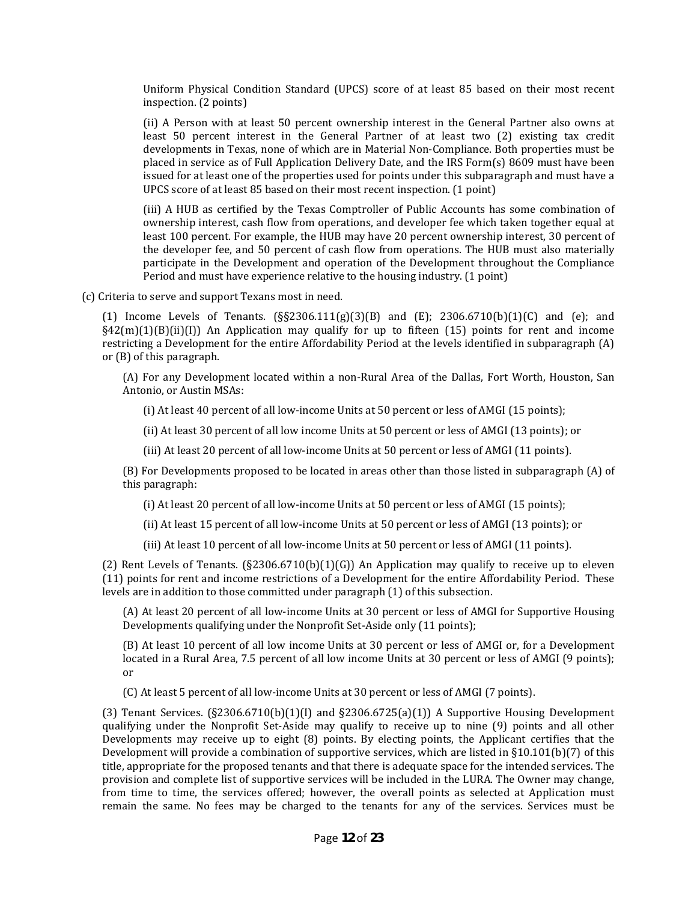Uniform Physical Condition Standard (UPCS) score of at least 85 based on their most recent inspection. (2 points)

(ii) A Person with at least 50 percent ownership interest in the General Partner also owns at least 50 percent interest in the General Partner of at least two (2) existing tax credit developments in Texas, none of which are in Material Non-Compliance. Both properties must be placed in service as of Full Application Delivery Date, and the IRS Form(s) 8609 must have been issued for at least one of the properties used for points under this subparagraph and must have a UPCS score of at least 85 based on their most recent inspection. (1 point)

(iii) A HUB as certified by the Texas Comptroller of Public Accounts has some combination of ownership interest, cash flow from operations, and developer fee which taken together equal at least 100 percent. For example, the HUB may have 20 percent ownership interest, 30 percent of the developer fee, and 50 percent of cash flow from operations. The HUB must also materially participate in the Development and operation of the Development throughout the Compliance Period and must have experience relative to the housing industry. (1 point)

(c) Criteria to serve and support Texans most in need.

(1) Income Levels of Tenants. (§§2306.111(g)(3)(B) and (E); 2306.6710(b)(1)(C) and (e); and §42(m)(1)(B)(ii)(I)) An Application may qualify for up to fifteen (15) points for rent and income restricting a Development for the entire Affordability Period at the levels identified in subparagraph (A) or (B) of this paragraph.

(A) For any Development located within a non-Rural Area of the Dallas, Fort Worth, Houston, San Antonio, or Austin MSAs:

(i) At least 40 percent of all low-income Units at 50 percent or less of AMGI (15 points);

(ii) At least 30 percent of all low income Units at 50 percent or less of AMGI (13 points); or

(iii) At least 20 percent of all low-income Units at 50 percent or less of AMGI (11 points).

(B) For Developments proposed to be located in areas other than those listed in subparagraph (A) of this paragraph:

(i) At least 20 percent of all low-income Units at 50 percent or less of AMGI (15 points);

(ii) At least 15 percent of all low-income Units at 50 percent or less of AMGI (13 points); or

(iii) At least 10 percent of all low-income Units at 50 percent or less of AMGI (11 points).

(2) Rent Levels of Tenants. (§2306.6710(b)(1)(G)) An Application may qualify to receive up to eleven (11) points for rent and income restrictions of a Development for the entire Affordability Period. These levels are in addition to those committed under paragraph (1) of this subsection.

(A) At least 20 percent of all low-income Units at 30 percent or less of AMGI for Supportive Housing Developments qualifying under the Nonprofit Set-Aside only (11 points);

(B) At least 10 percent of all low income Units at 30 percent or less of AMGI or, for a Development located in a Rural Area, 7.5 percent of all low income Units at 30 percent or less of AMGI (9 points); or

(C) At least 5 percent of all low-income Units at 30 percent or less of AMGI (7 points).

(3) Tenant Services. (§2306.6710(b)(1)(I) and §2306.6725(a)(1)) A Supportive Housing Development qualifying under the Nonprofit Set-Aside may qualify to receive up to nine (9) points and all other Developments may receive up to eight (8) points. By electing points, the Applicant certifies that the Development will provide a combination of supportive services, which are listed in §10.101(b)(7) of this title, appropriate for the proposed tenants and that there is adequate space for the intended services. The provision and complete list of supportive services will be included in the LURA. The Owner may change, from time to time, the services offered; however, the overall points as selected at Application must remain the same. No fees may be charged to the tenants for any of the services. Services must be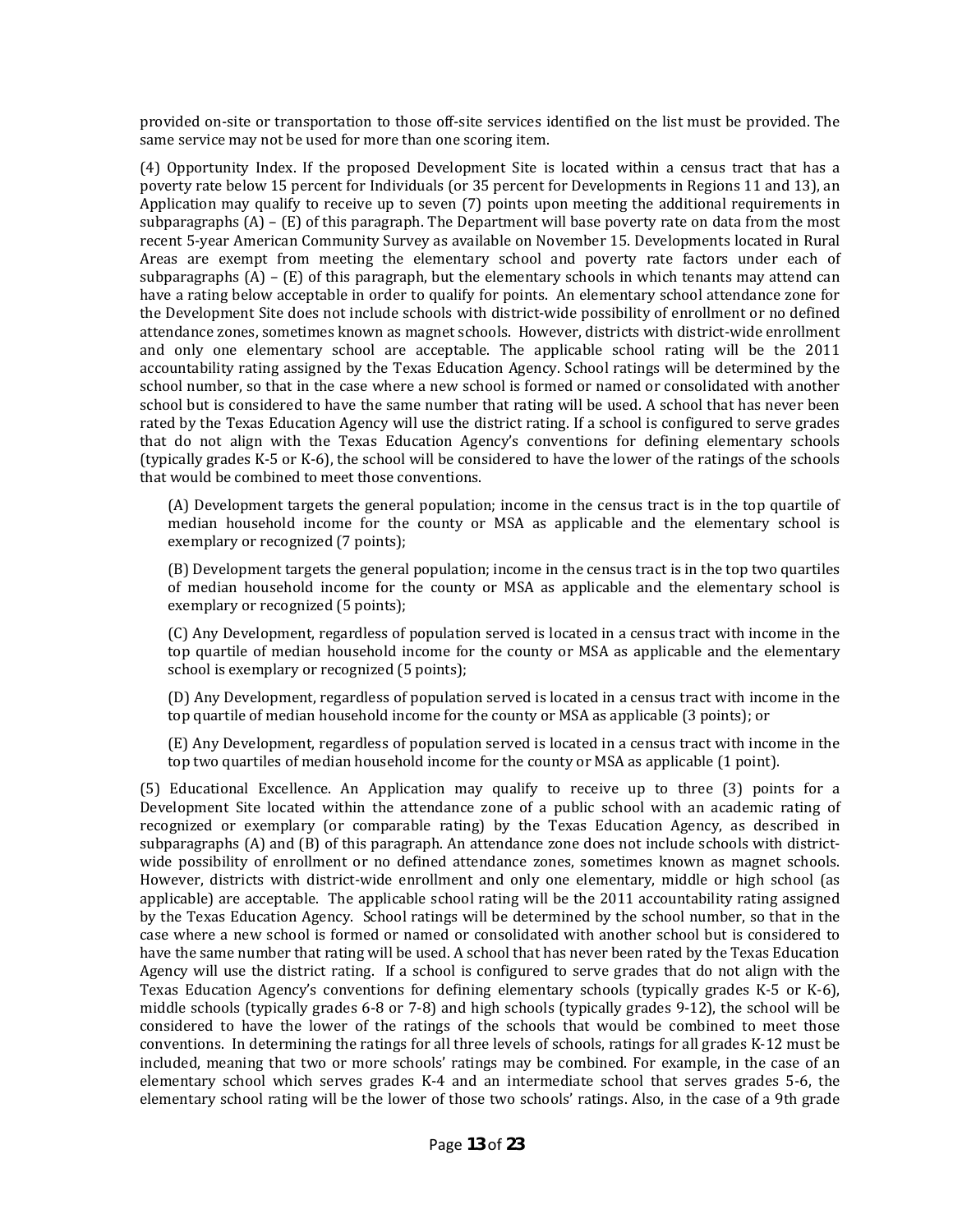provided on-site or transportation to those off-site services identified on the list must be provided. The same service may not be used for more than one scoring item.

(4) Opportunity Index. If the proposed Development Site is located within a census tract that has a poverty rate below 15 percent for Individuals (or 35 percent for Developments in Regions 11 and 13), an Application may qualify to receive up to seven (7) points upon meeting the additional requirements in subparagraphs (A) – (E) of this paragraph. The Department will base poverty rate on data from the most recent 5-year American Community Survey as available on November 15. Developments located in Rural Areas are exempt from meeting the elementary school and poverty rate factors under each of subparagraphs (A) – (E) of this paragraph, but the elementary schools in which tenants may attend can have a rating below acceptable in order to qualify for points. An elementary school attendance zone for the Development Site does not include schools with district-wide possibility of enrollment or no defined attendance zones, sometimes known as magnet schools. However, districts with district-wide enrollment and only one elementary school are acceptable. The applicable school rating will be the 2011 accountability rating assigned by the Texas Education Agency. School ratings will be determined by the school number, so that in the case where a new school is formed or named or consolidated with another school but is considered to have the same number that rating will be used. A school that has never been rated by the Texas Education Agency will use the district rating. If a school is configured to serve grades that do not align with the Texas Education Agency's conventions for defining elementary schools (typically grades K-5 or K-6), the school will be considered to have the lower of the ratings of the schools that would be combined to meet those conventions.

(A) Development targets the general population; income in the census tract is in the top quartile of median household income for the county or MSA as applicable and the elementary school is exemplary or recognized (7 points);

(B) Development targets the general population; income in the census tract is in the top two quartiles of median household income for the county or MSA as applicable and the elementary school is exemplary or recognized (5 points);

(C) Any Development, regardless of population served is located in a census tract with income in the top quartile of median household income for the county or MSA as applicable and the elementary school is exemplary or recognized (5 points);

(D) Any Development, regardless of population served is located in a census tract with income in the top quartile of median household income for the county or MSA as applicable (3 points); or

(E) Any Development, regardless of population served is located in a census tract with income in the top two quartiles of median household income for the county or MSA as applicable (1 point).

(5) Educational Excellence. An Application may qualify to receive up to three (3) points for a Development Site located within the attendance zone of a public school with an academic rating of recognized or exemplary (or comparable rating) by the Texas Education Agency, as described in subparagraphs (A) and (B) of this paragraph. An attendance zone does not include schools with district-wide possibility of enrollment or no defined attendance zones, sometimes known as magnet schools. However, districts with district-wide enrollment and only one elementary, middle or high school (as applicable) are acceptable. The applicable school rating will be the 2011 accountability rating assigned by the Texas Education Agency. School ratings will be determined by the school number, so that in the case where a new school is formed or named or consolidated with another school but is considered to have the same number that rating will be used. A school that has never been rated by the Texas Education Agency will use the district rating. If a school is configured to serve grades that do not align with the Texas Education Agency's conventions for defining elementary schools (typically grades K-5 or K-6), middle schools (typically grades 6-8 or 7-8) and high schools (typically grades 9-12), the school will be considered to have the lower of the ratings of the schools that would be combined to meet those conventions. In determining the ratings for all three levels of schools, ratings for all grades K-12 must be included, meaning that two or more schools' ratings may be combined. For example, in the case of an elementary school which serves grades K-4 and an intermediate school that serves grades 5-6, the elementary school rating will be the lower of those two schools' ratings. Also, in the case of a 9th grade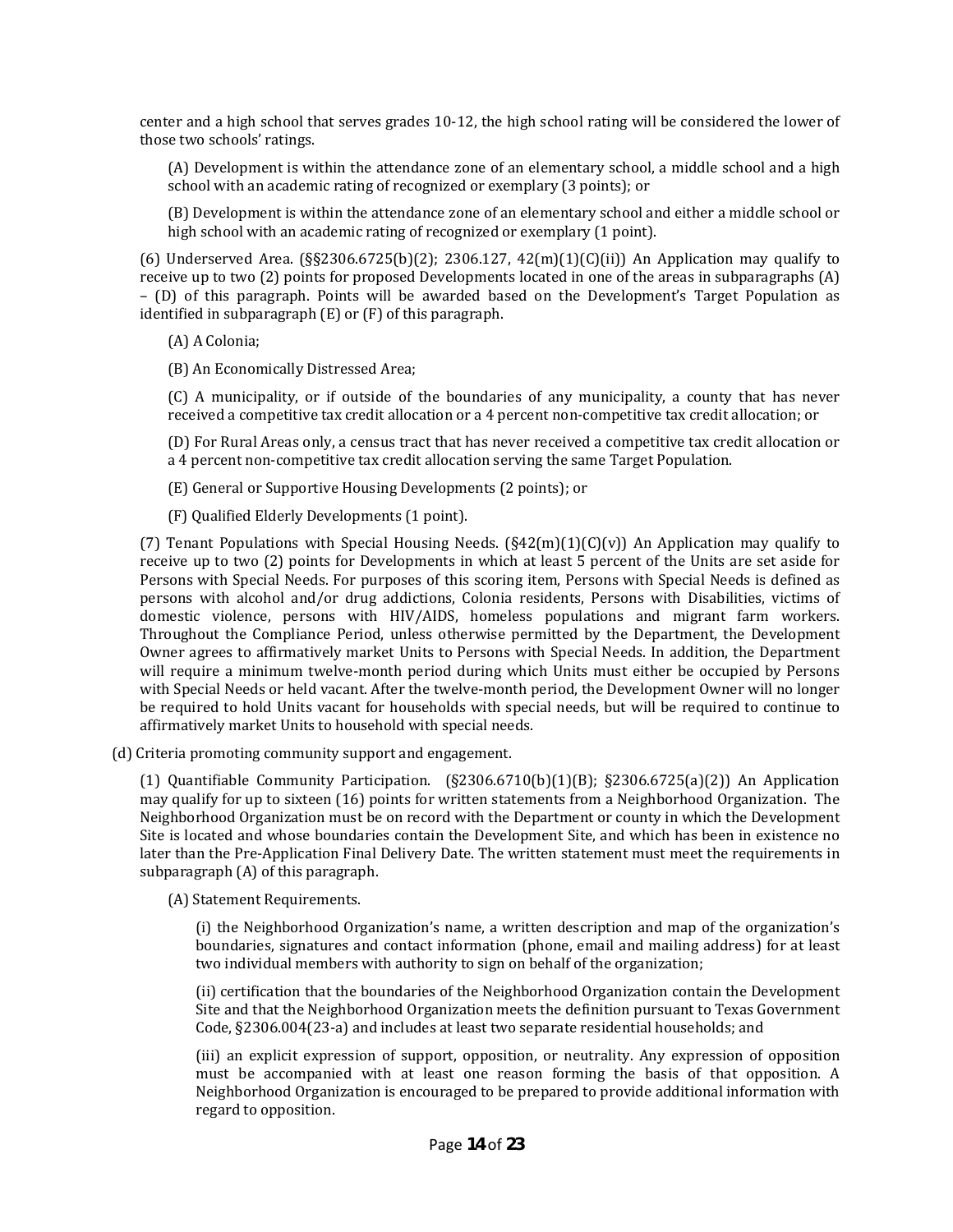center and a high school that serves grades 10-12, the high school rating will be considered the lower of those two schools' ratings.

(A) Development is within the attendance zone of an elementary school, a middle school and a high school with an academic rating of recognized or exemplary (3 points); or

(B) Development is within the attendance zone of an elementary school and either a middle school or high school with an academic rating of recognized or exemplary (1 point).

(6) Underserved Area. (§§2306.6725(b)(2); 2306.127, 42(m)(1)(C)(ii)) An Application may qualify to receive up to two (2) points for proposed Developments located in one of the areas in subparagraphs (A) – (D) of this paragraph. Points will be awarded based on the Development's Target Population as identified in subparagraph (E) or (F) of this paragraph.

(A) A Colonia;

(B) An Economically Distressed Area;

(C) A municipality, or if outside of the boundaries of any municipality, a county that has never received a competitive tax credit allocation or a 4 percent non-competitive tax credit allocation; or

(D) For Rural Areas only, a census tract that has never received a competitive tax credit allocation or a 4 percent non-competitive tax credit allocation serving the same Target Population.

(E) General or Supportive Housing Developments (2 points); or

(F) Qualified Elderly Developments (1 point).

(7) Tenant Populations with Special Housing Needs. (§42(m)(1)(C)(v)) An Application may qualify to receive up to two (2) points for Developments in which at least 5 percent of the Units are set aside for Persons with Special Needs. For purposes of this scoring item, Persons with Special Needs is defined as persons with alcohol and/or drug addictions, Colonia residents, Persons with Disabilities, victims of domestic violence, persons with HIV/AIDS, homeless populations and migrant farm workers. Throughout the Compliance Period, unless otherwise permitted by the Department, the Development Owner agrees to affirmatively market Units to Persons with Special Needs. In addition, the Department will require a minimum twelve-month period during which Units must either be occupied by Persons with Special Needs or held vacant. After the twelve-month period, the Development Owner will no longer be required to hold Units vacant for households with special needs, but will be required to continue to affirmatively market Units to household with special needs.

(d) Criteria promoting community support and engagement.

(1) Quantifiable Community Participation. (§2306.6710(b)(1)(B); §2306.6725(a)(2)) An Application may qualify for up to sixteen (16) points for written statements from a Neighborhood Organization. The Neighborhood Organization must be on record with the Department or county in which the Development Site is located and whose boundaries contain the Development Site, and which has been in existence no later than the Pre-Application Final Delivery Date. The written statement must meet the requirements in subparagraph (A) of this paragraph.

(A) Statement Requirements.

(i) the Neighborhood Organization's name, a written description and map of the organization's boundaries, signatures and contact information (phone, email and mailing address) for at least two individual members with authority to sign on behalf of the organization;

(ii) certification that the boundaries of the Neighborhood Organization contain the Development Site and that the Neighborhood Organization meets the definition pursuant to Texas Government Code, §2306.004(23-a) and includes at least two separate residential households; and

(iii) an explicit expression of support, opposition, or neutrality. Any expression of opposition must be accompanied with at least one reason forming the basis of that opposition. A Neighborhood Organization is encouraged to be prepared to provide additional information with regard to opposition.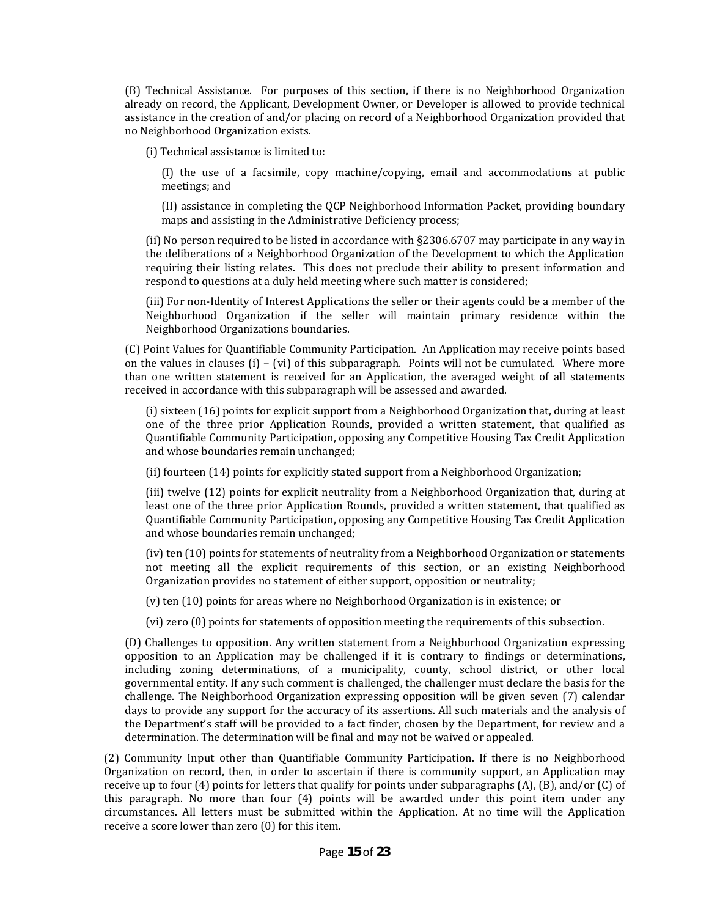(B) Technical Assistance. For purposes of this section, if there is no Neighborhood Organization already on record, the Applicant, Development Owner, or Developer is allowed to provide technical assistance in the creation of and/or placing on record of a Neighborhood Organization provided that no Neighborhood Organization exists.

(i) Technical assistance is limited to:

(I) the use of a facsimile, copy machine/copying, email and accommodations at public meetings; and

(II) assistance in completing the QCP Neighborhood Information Packet, providing boundary maps and assisting in the Administrative Deficiency process;

(ii) No person required to be listed in accordance with §2306.6707 may participate in any way in the deliberations of a Neighborhood Organization of the Development to which the Application requiring their listing relates. This does not preclude their ability to present information and respond to questions at a duly held meeting where such matter is considered;

(iii) For non-Identity of Interest Applications the seller or their agents could be a member of the Neighborhood Organization if the seller will maintain primary residence within the Neighborhood Organizations boundaries.

(C) Point Values for Quantifiable Community Participation. An Application may receive points based on the values in clauses (i) – (vi) of this subparagraph. Points will not be cumulated. Where more than one written statement is received for an Application, the averaged weight of all statements received in accordance with this subparagraph will be assessed and awarded.

(i) sixteen (16) points for explicit support from a Neighborhood Organization that, during at least one of the three prior Application Rounds, provided a written statement, that qualified as Quantifiable Community Participation, opposing any Competitive Housing Tax Credit Application and whose boundaries remain unchanged;

(ii) fourteen (14) points for explicitly stated support from a Neighborhood Organization;

(iii) twelve (12) points for explicit neutrality from a Neighborhood Organization that, during at least one of the three prior Application Rounds, provided a written statement, that qualified as Quantifiable Community Participation, opposing any Competitive Housing Tax Credit Application and whose boundaries remain unchanged;

(iv) ten (10) points for statements of neutrality from a Neighborhood Organization or statements not meeting all the explicit requirements of this section, or an existing Neighborhood Organization provides no statement of either support, opposition or neutrality;

(v) ten (10) points for areas where no Neighborhood Organization is in existence; or

(vi) zero (0) points for statements of opposition meeting the requirements of this subsection.

(D) Challenges to opposition. Any written statement from a Neighborhood Organization expressing opposition to an Application may be challenged if it is contrary to findings or determinations, including zoning determinations, of a municipality, county, school district, or other local governmental entity. If any such comment is challenged, the challenger must declare the basis for the challenge. The Neighborhood Organization expressing opposition will be given seven (7) calendar days to provide any support for the accuracy of its assertions. All such materials and the analysis of the Department's staff will be provided to a fact finder, chosen by the Department, for review and a determination. The determination will be final and may not be waived or appealed.

(2) Community Input other than Quantifiable Community Participation. If there is no Neighborhood Organization on record, then, in order to ascertain if there is community support, an Application may receive up to four (4) points for letters that qualify for points under subparagraphs (A), (B), and/or (C) of this paragraph. No more than four (4) points will be awarded under this point item under any circumstances. All letters must be submitted within the Application. At no time will the Application receive a score lower than zero (0) for this item.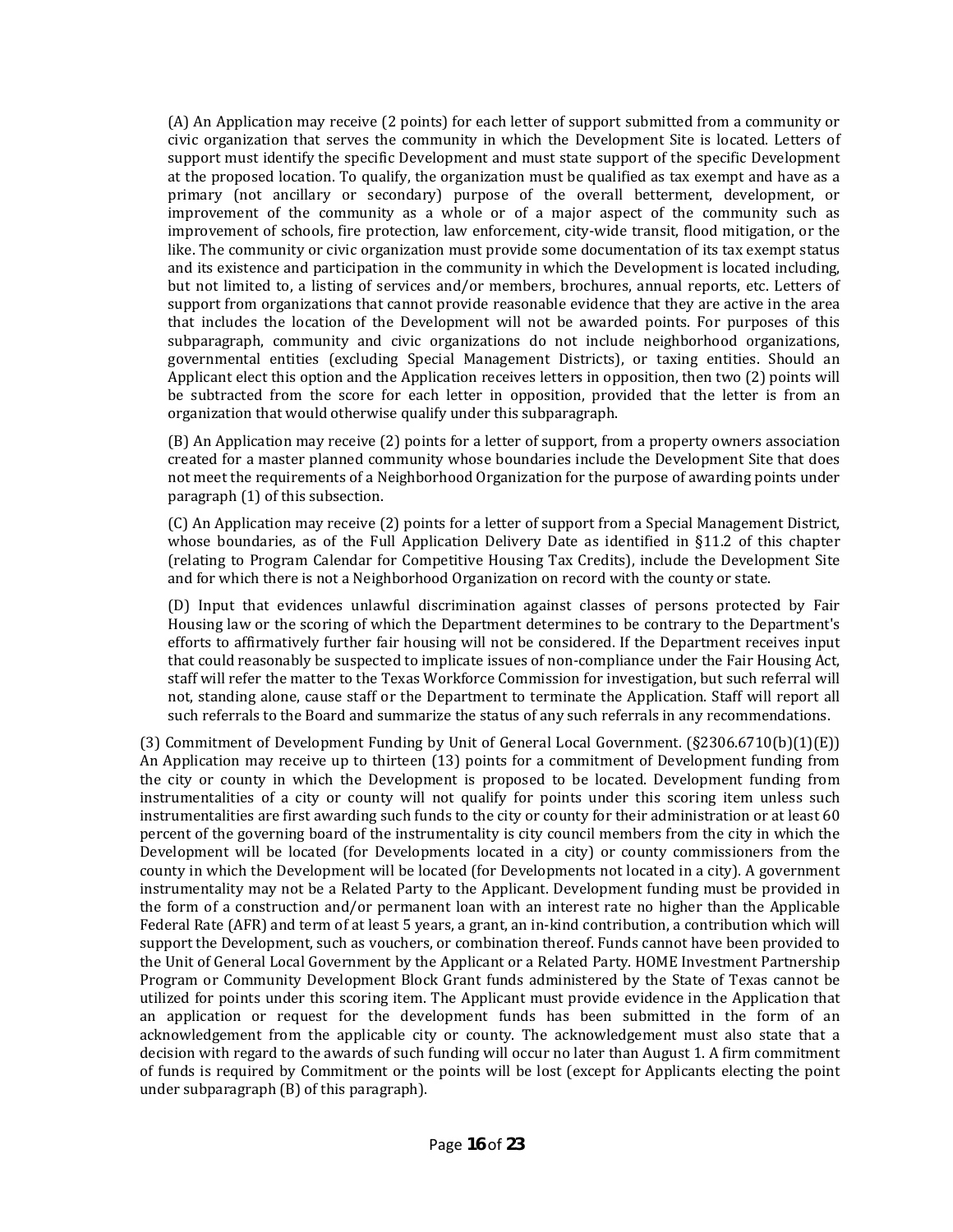(A) An Application may receive (2 points) for each letter of support submitted from a community or civic organization that serves the community in which the Development Site is located. Letters of support must identify the specific Development and must state support of the specific Development at the proposed location. To qualify, the organization must be qualified as tax exempt and have as a primary (not ancillary or secondary) purpose of the overall betterment, development, or improvement of the community as a whole or of a major aspect of the community such as improvement of schools, fire protection, law enforcement, city-wide transit, flood mitigation, or the like. The community or civic organization must provide some documentation of its tax exempt status and its existence and participation in the community in which the Development is located including, but not limited to, a listing of services and/or members, brochures, annual reports, etc. Letters of support from organizations that cannot provide reasonable evidence that they are active in the area that includes the location of the Development will not be awarded points. For purposes of this subparagraph, community and civic organizations do not include neighborhood organizations, governmental entities (excluding Special Management Districts), or taxing entities. Should an Applicant elect this option and the Application receives letters in opposition, then two (2) points will be subtracted from the score for each letter in opposition, provided that the letter is from an organization that would otherwise qualify under this subparagraph.

(B) An Application may receive (2) points for a letter of support, from a property owners association created for a master planned community whose boundaries include the Development Site that does not meet the requirements of a Neighborhood Organization for the purpose of awarding points under paragraph (1) of this subsection.

(C) An Application may receive (2) points for a letter of support from a Special Management District, whose boundaries, as of the Full Application Delivery Date as identified in §11.2 of this chapter (relating to Program Calendar for Competitive Housing Tax Credits), include the Development Site and for which there is not a Neighborhood Organization on record with the county or state.

(D) Input that evidences unlawful discrimination against classes of persons protected by Fair Housing law or the scoring of which the Department determines to be contrary to the Department's efforts to affirmatively further fair housing will not be considered. If the Department receives input that could reasonably be suspected to implicate issues of non-compliance under the Fair Housing Act, staff will refer the matter to the Texas Workforce Commission for investigation, but such referral will not, standing alone, cause staff or the Department to terminate the Application. Staff will report all such referrals to the Board and summarize the status of any such referrals in any recommendations.

(3) Commitment of Development Funding by Unit of General Local Government. (§2306.6710(b)(1)(E)) An Application may receive up to thirteen (13) points for a commitment of Development funding from the city or county in which the Development is proposed to be located. Development funding from instrumentalities of a city or county will not qualify for points under this scoring item unless such instrumentalities are first awarding such funds to the city or county for their administration or at least 60 percent of the governing board of the instrumentality is city council members from the city in which the Development will be located (for Developments located in a city) or county commissioners from the county in which the Development will be located (for Developments not located in a city). A government instrumentality may not be a Related Party to the Applicant. Development funding must be provided in the form of a construction and/or permanent loan with an interest rate no higher than the Applicable Federal Rate (AFR) and term of at least 5 years, a grant, an in-kind contribution, a contribution which will support the Development, such as vouchers, or combination thereof. Funds cannot have been provided to the Unit of General Local Government by the Applicant or a Related Party. HOME Investment Partnership Program or Community Development Block Grant funds administered by the State of Texas cannot be utilized for points under this scoring item. The Applicant must provide evidence in the Application that an application or request for the development funds has been submitted in the form of an acknowledgement from the applicable city or county. The acknowledgement must also state that a decision with regard to the awards of such funding will occur no later than August 1. A firm commitment of funds is required by Commitment or the points will be lost (except for Applicants electing the point under subparagraph (B) of this paragraph).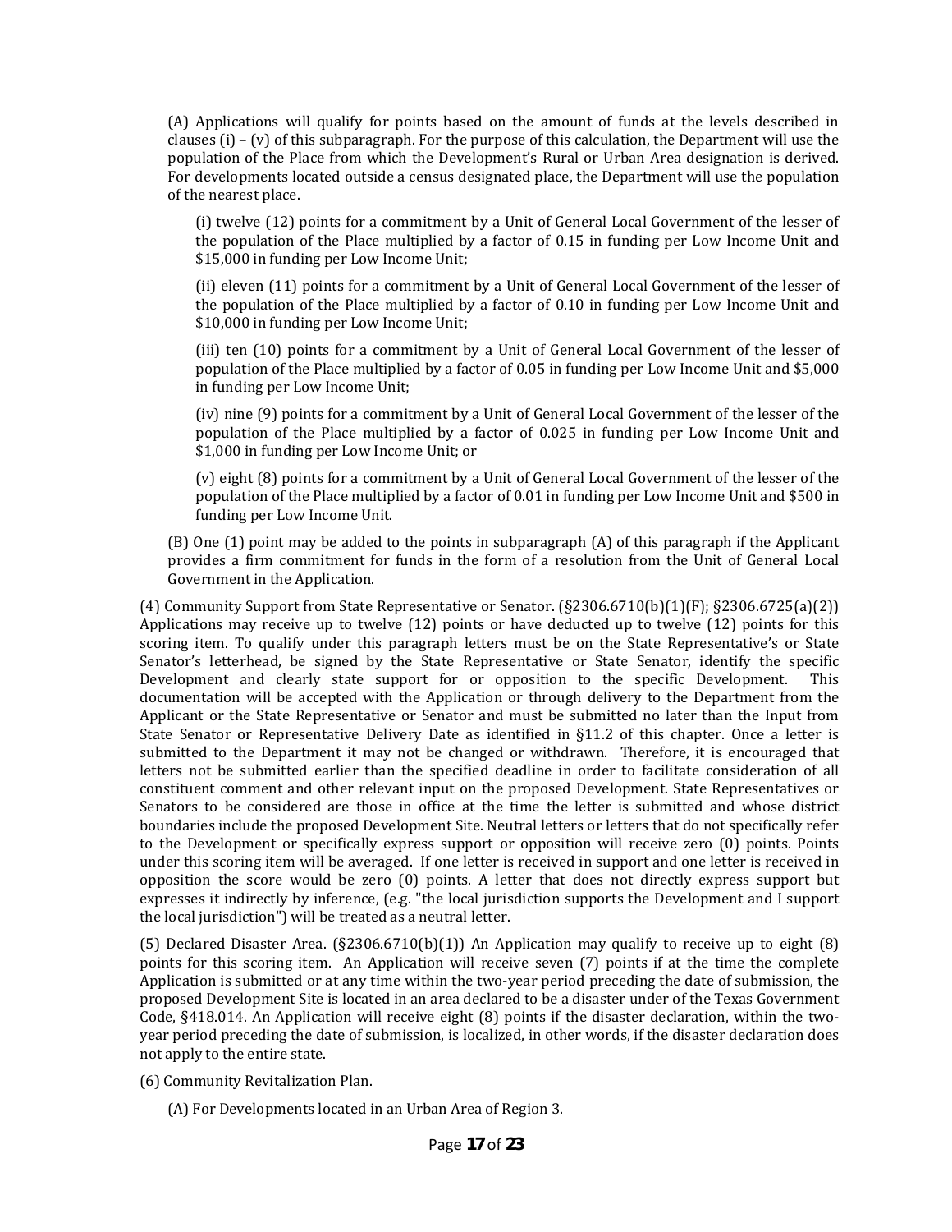(A) Applications will qualify for points based on the amount of funds at the levels described in clauses (i) – (v) of this subparagraph. For the purpose of this calculation, the Department will use the population of the Place from which the Development's Rural or Urban Area designation is derived. For developments located outside a census designated place, the Department will use the population of the nearest place.

(i) twelve (12) points for a commitment by a Unit of General Local Government of the lesser of the population of the Place multiplied by a factor of 0.15 in funding per Low Income Unit and $15,000 in funding per Low Income Unit;

(ii) eleven (11) points for a commitment by a Unit of General Local Government of the lesser of the population of the Place multiplied by a factor of 0.10 in funding per Low Income Unit and $10,000 in funding per Low Income Unit;

(iii) ten (10) points for a commitment by a Unit of General Local Government of the lesser of population of the Place multiplied by a factor of 0.05 in funding per Low Income Unit and $5,000 in funding per Low Income Unit;

(iv) nine (9) points for a commitment by a Unit of General Local Government of the lesser of the population of the Place multiplied by a factor of 0.025 in funding per Low Income Unit and $1,000 in funding per Low Income Unit; or

(v) eight (8) points for a commitment by a Unit of General Local Government of the lesser of the population of the Place multiplied by a factor of 0.01 in funding per Low Income Unit and $500 in funding per Low Income Unit.

(B) One (1) point may be added to the points in subparagraph (A) of this paragraph if the Applicant provides a firm commitment for funds in the form of a resolution from the Unit of General Local Government in the Application.

(4) Community Support from State Representative or Senator. (§2306.6710(b)(1)(F); §2306.6725(a)(2)) Applications may receive up to twelve (12) points or have deducted up to twelve (12) points for this scoring item. To qualify under this paragraph letters must be on the State Representative's or State Senator's letterhead, be signed by the State Representative or State Senator, identify the specific Development and clearly state support for or opposition to the specific Development. This documentation will be accepted with the Application or through delivery to the Department from the Applicant or the State Representative or Senator and must be submitted no later than the Input from State Senator or Representative Delivery Date as identified in §11.2 of this chapter. Once a letter is submitted to the Department it may not be changed or withdrawn. Therefore, it is encouraged that letters not be submitted earlier than the specified deadline in order to facilitate consideration of all constituent comment and other relevant input on the proposed Development. State Representatives or Senators to be considered are those in office at the time the letter is submitted and whose district boundaries include the proposed Development Site. Neutral letters or letters that do not specifically refer to the Development or specifically express support or opposition will receive zero (0) points. Points under this scoring item will be averaged. If one letter is received in support and one letter is received in opposition the score would be zero (0) points. A letter that does not directly express support but expresses it indirectly by inference, (e.g. "the local jurisdiction supports the Development and I support the local jurisdiction") will be treated as a neutral letter.

(5) Declared Disaster Area. (§2306.6710(b)(1)) An Application may qualify to receive up to eight (8) points for this scoring item. An Application will receive seven (7) points if at the time the complete Application is submitted or at any time within the two-year period preceding the date of submission, the proposed Development Site is located in an area declared to be a disaster under of the Texas Government Code, §418.014. An Application will receive eight (8) points if the disaster declaration, within the two-year period preceding the date of submission, is localized, in other words, if the disaster declaration does not apply to the entire state.

(6) Community Revitalization Plan.

(A) For Developments located in an Urban Area of Region 3.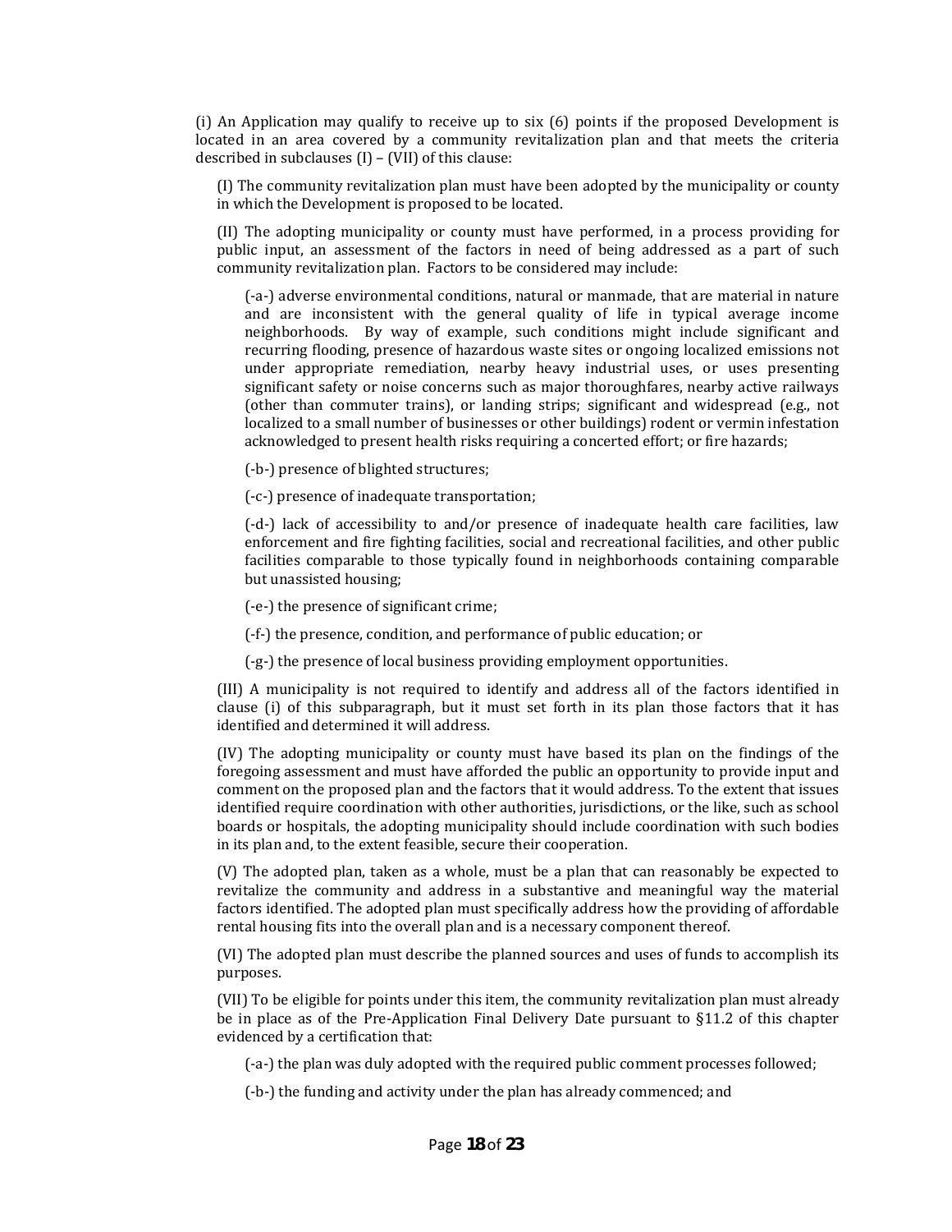(i) An Application may qualify to receive up to six (6) points if the proposed Development is located in an area covered by a community revitalization plan and that meets the criteria described in subclauses (I) – (VII) of this clause:

(I) The community revitalization plan must have been adopted by the municipality or county in which the Development is proposed to be located.

(II) The adopting municipality or county must have performed, in a process providing for public input, an assessment of the factors in need of being addressed as a part of such community revitalization plan. Factors to be considered may include:

(-a-) adverse environmental conditions, natural or manmade, that are material in nature and are inconsistent with the general quality of life in typical average income neighborhoods. By way of example, such conditions might include significant and recurring flooding, presence of hazardous waste sites or ongoing localized emissions not under appropriate remediation, nearby heavy industrial uses, or uses presenting significant safety or noise concerns such as major thoroughfares, nearby active railways (other than commuter trains), or landing strips; significant and widespread (e.g., not localized to a small number of businesses or other buildings) rodent or vermin infestation acknowledged to present health risks requiring a concerted effort; or fire hazards;

(-b-) presence of blighted structures;

(-c-) presence of inadequate transportation;

(-d-) lack of accessibility to and/or presence of inadequate health care facilities, law enforcement and fire fighting facilities, social and recreational facilities, and other public facilities comparable to those typically found in neighborhoods containing comparable but unassisted housing;

(-e-) the presence of significant crime;

(-f-) the presence, condition, and performance of public education; or

(-g-) the presence of local business providing employment opportunities.

(III) A municipality is not required to identify and address all of the factors identified in clause (i) of this subparagraph, but it must set forth in its plan those factors that it has identified and determined it will address.

(IV) The adopting municipality or county must have based its plan on the findings of the foregoing assessment and must have afforded the public an opportunity to provide input and comment on the proposed plan and the factors that it would address. To the extent that issues identified require coordination with other authorities, jurisdictions, or the like, such as school boards or hospitals, the adopting municipality should include coordination with such bodies in its plan and, to the extent feasible, secure their cooperation.

(V) The adopted plan, taken as a whole, must be a plan that can reasonably be expected to revitalize the community and address in a substantive and meaningful way the material factors identified. The adopted plan must specifically address how the providing of affordable rental housing fits into the overall plan and is a necessary component thereof.

(VI) The adopted plan must describe the planned sources and uses of funds to accomplish its purposes.

(VII) To be eligible for points under this item, the community revitalization plan must already be in place as of the Pre-Application Final Delivery Date pursuant to §11.2 of this chapter evidenced by a certification that:

(-a-) the plan was duly adopted with the required public comment processes followed;

(-b-) the funding and activity under the plan has already commenced; and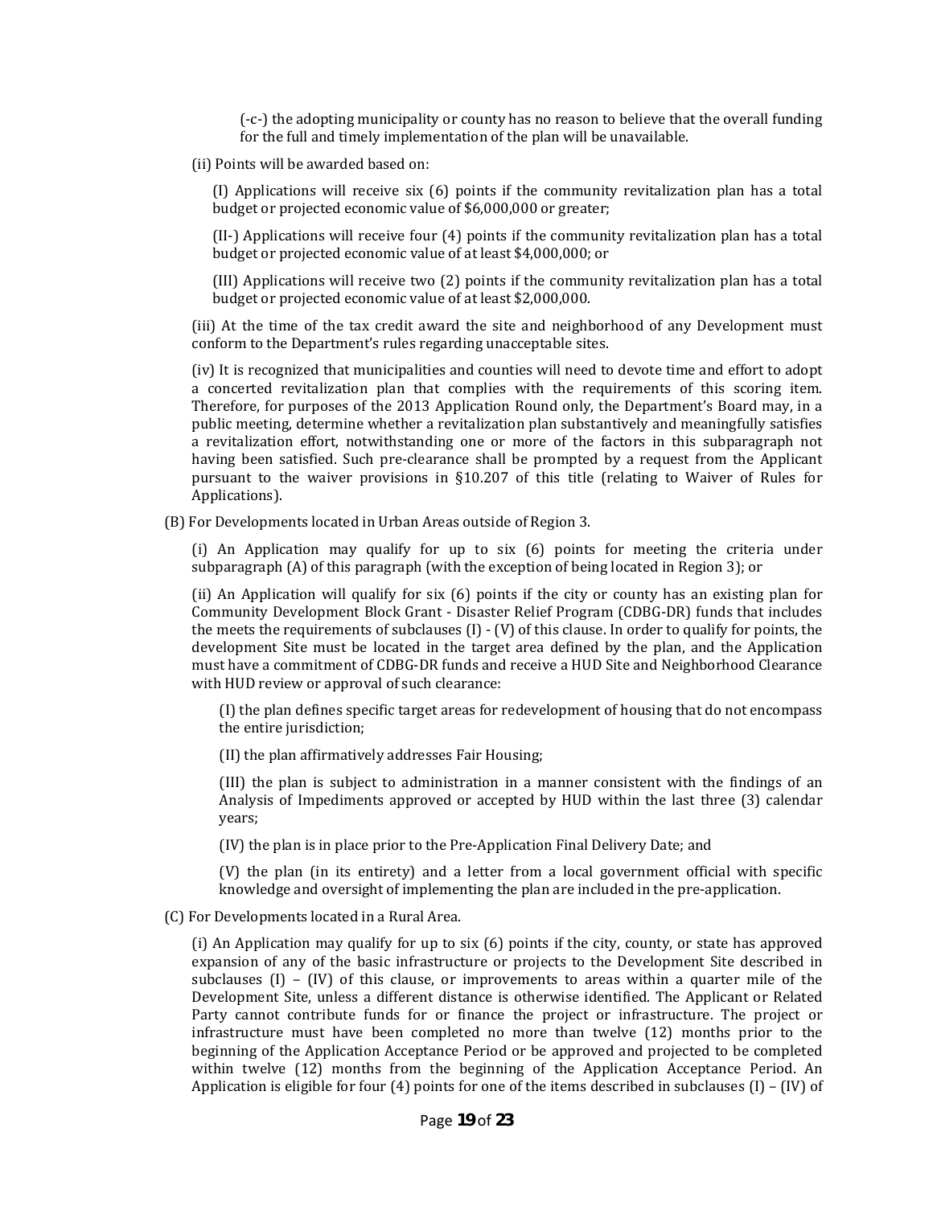(-c-) the adopting municipality or county has no reason to believe that the overall funding for the full and timely implementation of the plan will be unavailable.

(ii) Points will be awarded based on:

(I) Applications will receive six (6) points if the community revitalization plan has a total budget or projected economic value of $6,000,000 or greater;

(II-) Applications will receive four (4) points if the community revitalization plan has a total budget or projected economic value of at least $4,000,000; or

(III) Applications will receive two (2) points if the community revitalization plan has a total budget or projected economic value of at least $2,000,000.

(iii) At the time of the tax credit award the site and neighborhood of any Development must conform to the Department's rules regarding unacceptable sites.

(iv) It is recognized that municipalities and counties will need to devote time and effort to adopt a concerted revitalization plan that complies with the requirements of this scoring item. Therefore, for purposes of the 2013 Application Round only, the Department's Board may, in a public meeting, determine whether a revitalization plan substantively and meaningfully satisfies a revitalization effort, notwithstanding one or more of the factors in this subparagraph not having been satisfied. Such pre-clearance shall be prompted by a request from the Applicant pursuant to the waiver provisions in §10.207 of this title (relating to Waiver of Rules for Applications).

(B) For Developments located in Urban Areas outside of Region 3.

(i) An Application may qualify for up to six (6) points for meeting the criteria under subparagraph (A) of this paragraph (with the exception of being located in Region 3); or

(ii) An Application will qualify for six (6) points if the city or county has an existing plan for Community Development Block Grant - Disaster Relief Program (CDBG-DR) funds that includes the meets the requirements of subclauses (I) - (V) of this clause. In order to qualify for points, the development Site must be located in the target area defined by the plan, and the Application must have a commitment of CDBG-DR funds and receive a HUD Site and Neighborhood Clearance with HUD review or approval of such clearance:

(I) the plan defines specific target areas for redevelopment of housing that do not encompass the entire jurisdiction;

(II) the plan affirmatively addresses Fair Housing;

(III) the plan is subject to administration in a manner consistent with the findings of an Analysis of Impediments approved or accepted by HUD within the last three (3) calendar years;

(IV) the plan is in place prior to the Pre-Application Final Delivery Date; and

(V) the plan (in its entirety) and a letter from a local government official with specific knowledge and oversight of implementing the plan are included in the pre-application.

(C) For Developments located in a Rural Area.

(i) An Application may qualify for up to six (6) points if the city, county, or state has approved expansion of any of the basic infrastructure or projects to the Development Site described in subclauses (I) – (IV) of this clause, or improvements to areas within a quarter mile of the Development Site, unless a different distance is otherwise identified. The Applicant or Related Party cannot contribute funds for or finance the project or infrastructure. The project or infrastructure must have been completed no more than twelve (12) months prior to the beginning of the Application Acceptance Period or be approved and projected to be completed within twelve (12) months from the beginning of the Application Acceptance Period. An Application is eligible for four (4) points for one of the items described in subclauses (I) – (IV) of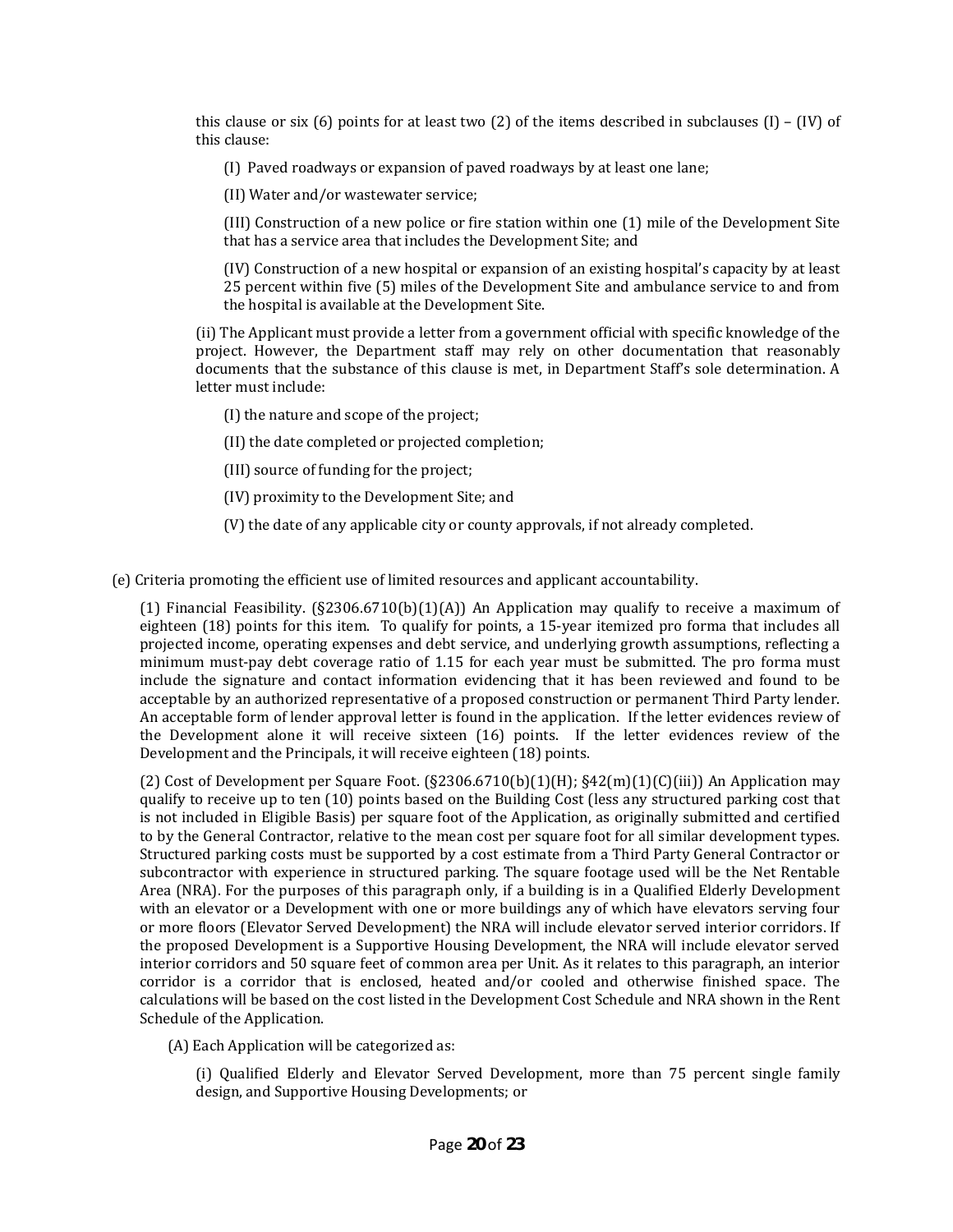this clause or six (6) points for at least two (2) of the items described in subclauses (I) – (IV) of this clause:

(I) Paved roadways or expansion of paved roadways by at least one lane;

(II) Water and/or wastewater service;

(III) Construction of a new police or fire station within one (1) mile of the Development Site that has a service area that includes the Development Site; and

(IV) Construction of a new hospital or expansion of an existing hospital's capacity by at least 25 percent within five (5) miles of the Development Site and ambulance service to and from the hospital is available at the Development Site.

(ii) The Applicant must provide a letter from a government official with specific knowledge of the project. However, the Department staff may rely on other documentation that reasonably documents that the substance of this clause is met, in Department Staff's sole determination. A letter must include:

(I) the nature and scope of the project;

(II) the date completed or projected completion;

(III) source of funding for the project;

(IV) proximity to the Development Site; and

(V) the date of any applicable city or county approvals, if not already completed.

(e) Criteria promoting the efficient use of limited resources and applicant accountability.

(1) Financial Feasibility. (§2306.6710(b)(1)(A)) An Application may qualify to receive a maximum of eighteen (18) points for this item. To qualify for points, a 15-year itemized pro forma that includes all projected income, operating expenses and debt service, and underlying growth assumptions, reflecting a minimum must-pay debt coverage ratio of 1.15 for each year must be submitted. The pro forma must include the signature and contact information evidencing that it has been reviewed and found to be acceptable by an authorized representative of a proposed construction or permanent Third Party lender. An acceptable form of lender approval letter is found in the application. If the letter evidences review of the Development alone it will receive sixteen (16) points. If the letter evidences review of the Development and the Principals, it will receive eighteen (18) points.

(2) Cost of Development per Square Foot. (§2306.6710(b)(1)(H); §42(m)(1)(C)(iii)) An Application may qualify to receive up to ten (10) points based on the Building Cost (less any structured parking cost that is not included in Eligible Basis) per square foot of the Application, as originally submitted and certified to by the General Contractor, relative to the mean cost per square foot for all similar development types. Structured parking costs must be supported by a cost estimate from a Third Party General Contractor or subcontractor with experience in structured parking. The square footage used will be the Net Rentable Area (NRA). For the purposes of this paragraph only, if a building is in a Qualified Elderly Development with an elevator or a Development with one or more buildings any of which have elevators serving four or more floors (Elevator Served Development) the NRA will include elevator served interior corridors. If the proposed Development is a Supportive Housing Development, the NRA will include elevator served interior corridors and 50 square feet of common area per Unit. As it relates to this paragraph, an interior corridor is a corridor that is enclosed, heated and/or cooled and otherwise finished space. The calculations will be based on the cost listed in the Development Cost Schedule and NRA shown in the Rent Schedule of the Application.

(A) Each Application will be categorized as:

(i) Qualified Elderly and Elevator Served Development, more than 75 percent single family design, and Supportive Housing Developments; or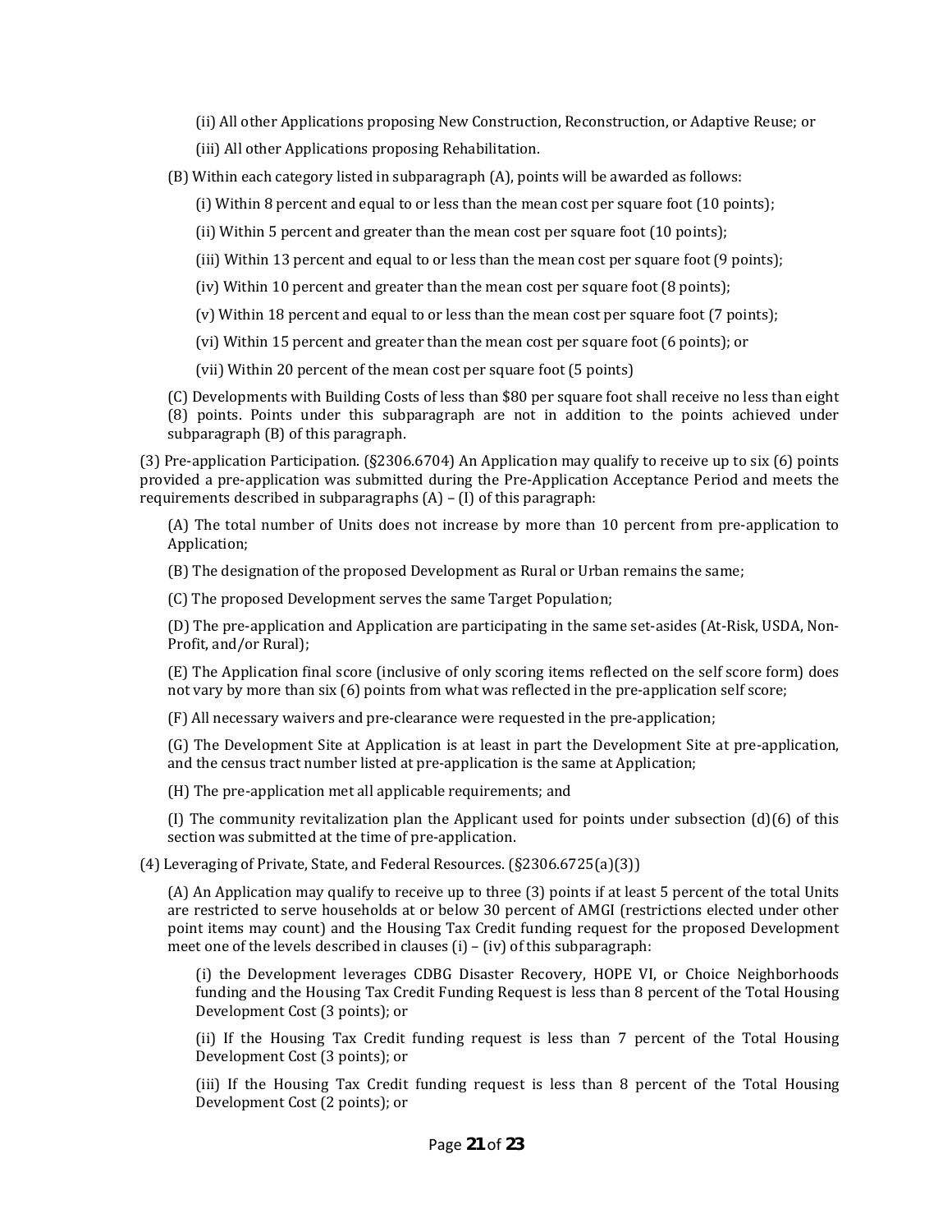(ii) All other Applications proposing New Construction, Reconstruction, or Adaptive Reuse; or

(iii) All other Applications proposing Rehabilitation.

(B) Within each category listed in subparagraph (A), points will be awarded as follows:

(i) Within 8 percent and equal to or less than the mean cost per square foot (10 points);

(ii) Within 5 percent and greater than the mean cost per square foot (10 points);

(iii) Within 13 percent and equal to or less than the mean cost per square foot (9 points);

(iv) Within 10 percent and greater than the mean cost per square foot (8 points);

(v) Within 18 percent and equal to or less than the mean cost per square foot (7 points);

(vi) Within 15 percent and greater than the mean cost per square foot (6 points); or

(vii) Within 20 percent of the mean cost per square foot (5 points)

(C) Developments with Building Costs of less than $80 per square foot shall receive no less than eight (8) points. Points under this subparagraph are not in addition to the points achieved under subparagraph (B) of this paragraph.

(3) Pre-application Participation. (§2306.6704) An Application may qualify to receive up to six (6) points provided a pre-application was submitted during the Pre-Application Acceptance Period and meets the requirements described in subparagraphs (A) – (I) of this paragraph:

(A) The total number of Units does not increase by more than 10 percent from pre-application to Application;

(B) The designation of the proposed Development as Rural or Urban remains the same;

(C) The proposed Development serves the same Target Population;

(D) The pre-application and Application are participating in the same set-asides (At-Risk, USDA, Non-Profit, and/or Rural);

(E) The Application final score (inclusive of only scoring items reflected on the self score form) does not vary by more than six (6) points from what was reflected in the pre-application self score;

(F) All necessary waivers and pre-clearance were requested in the pre-application;

(G) The Development Site at Application is at least in part the Development Site at pre-application, and the census tract number listed at pre-application is the same at Application;

(H) The pre-application met all applicable requirements; and

(I) The community revitalization plan the Applicant used for points under subsection (d)(6) of this section was submitted at the time of pre-application.

(4) Leveraging of Private, State, and Federal Resources. (§2306.6725(a)(3))

(A) An Application may qualify to receive up to three (3) points if at least 5 percent of the total Units are restricted to serve households at or below 30 percent of AMGI (restrictions elected under other point items may count) and the Housing Tax Credit funding request for the proposed Development meet one of the levels described in clauses (i) – (iv) of this subparagraph:

(i) the Development leverages CDBG Disaster Recovery, HOPE VI, or Choice Neighborhoods funding and the Housing Tax Credit Funding Request is less than 8 percent of the Total Housing Development Cost (3 points); or

(ii) If the Housing Tax Credit funding request is less than 7 percent of the Total Housing Development Cost (3 points); or

(iii) If the Housing Tax Credit funding request is less than 8 percent of the Total Housing Development Cost (2 points); or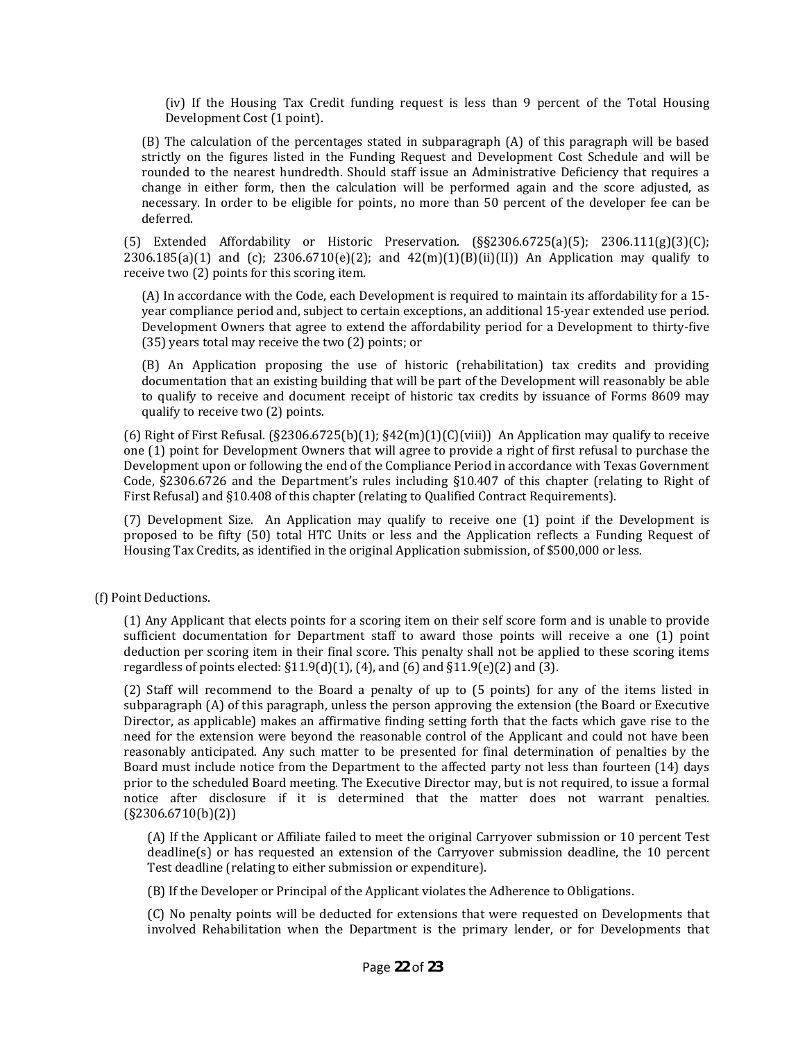(iv) If the Housing Tax Credit funding request is less than 9 percent of the Total Housing Development Cost (1 point).

(B) The calculation of the percentages stated in subparagraph (A) of this paragraph will be based strictly on the figures listed in the Funding Request and Development Cost Schedule and will be rounded to the nearest hundredth. Should staff issue an Administrative Deficiency that requires a change in either form, then the calculation will be performed again and the score adjusted, as necessary. In order to be eligible for points, no more than 50 percent of the developer fee can be deferred.

(5) Extended Affordability or Historic Preservation. (§§2306.6725(a)(5); 2306.111(g)(3)(C); 2306.185(a)(1) and (c); 2306.6710(e)(2); and 42(m)(1)(B)(ii)(II)) An Application may qualify to receive two (2) points for this scoring item.

(A) In accordance with the Code, each Development is required to maintain its affordability for a 15-year compliance period and, subject to certain exceptions, an additional 15-year extended use period. Development Owners that agree to extend the affordability period for a Development to thirty-five (35) years total may receive the two (2) points; or

(B) An Application proposing the use of historic (rehabilitation) tax credits and providing documentation that an existing building that will be part of the Development will reasonably be able to qualify to receive and document receipt of historic tax credits by issuance of Forms 8609 may qualify to receive two (2) points.

(6) Right of First Refusal. (§2306.6725(b)(1); §42(m)(1)(C)(viii)) An Application may qualify to receive one (1) point for Development Owners that will agree to provide a right of first refusal to purchase the Development upon or following the end of the Compliance Period in accordance with Texas Government Code, §2306.6726 and the Department's rules including §10.407 of this chapter (relating to Right of First Refusal) and §10.408 of this chapter (relating to Qualified Contract Requirements).

(7) Development Size. An Application may qualify to receive one (1) point if the Development is proposed to be fifty (50) total HTC Units or less and the Application reflects a Funding Request of Housing Tax Credits, as identified in the original Application submission, of $500,000 or less.

(f) Point Deductions.

(1) Any Applicant that elects points for a scoring item on their self score form and is unable to provide sufficient documentation for Department staff to award those points will receive a one (1) point deduction per scoring item in their final score. This penalty shall not be applied to these scoring items regardless of points elected: §11.9(d)(1), (4), and (6) and §11.9(e)(2) and (3).

(2) Staff will recommend to the Board a penalty of up to (5 points) for any of the items listed in subparagraph (A) of this paragraph, unless the person approving the extension (the Board or Executive Director, as applicable) makes an affirmative finding setting forth that the facts which gave rise to the need for the extension were beyond the reasonable control of the Applicant and could not have been reasonably anticipated. Any such matter to be presented for final determination of penalties by the Board must include notice from the Department to the affected party not less than fourteen (14) days prior to the scheduled Board meeting. The Executive Director may, but is not required, to issue a formal notice after disclosure if it is determined that the matter does not warrant penalties. (§2306.6710(b)(2))

(A) If the Applicant or Affiliate failed to meet the original Carryover submission or 10 percent Test deadline(s) or has requested an extension of the Carryover submission deadline, the 10 percent Test deadline (relating to either submission or expenditure).

(B) If the Developer or Principal of the Applicant violates the Adherence to Obligations.

(C) No penalty points will be deducted for extensions that were requested on Developments that involved Rehabilitation when the Department is the primary lender, or for Developments that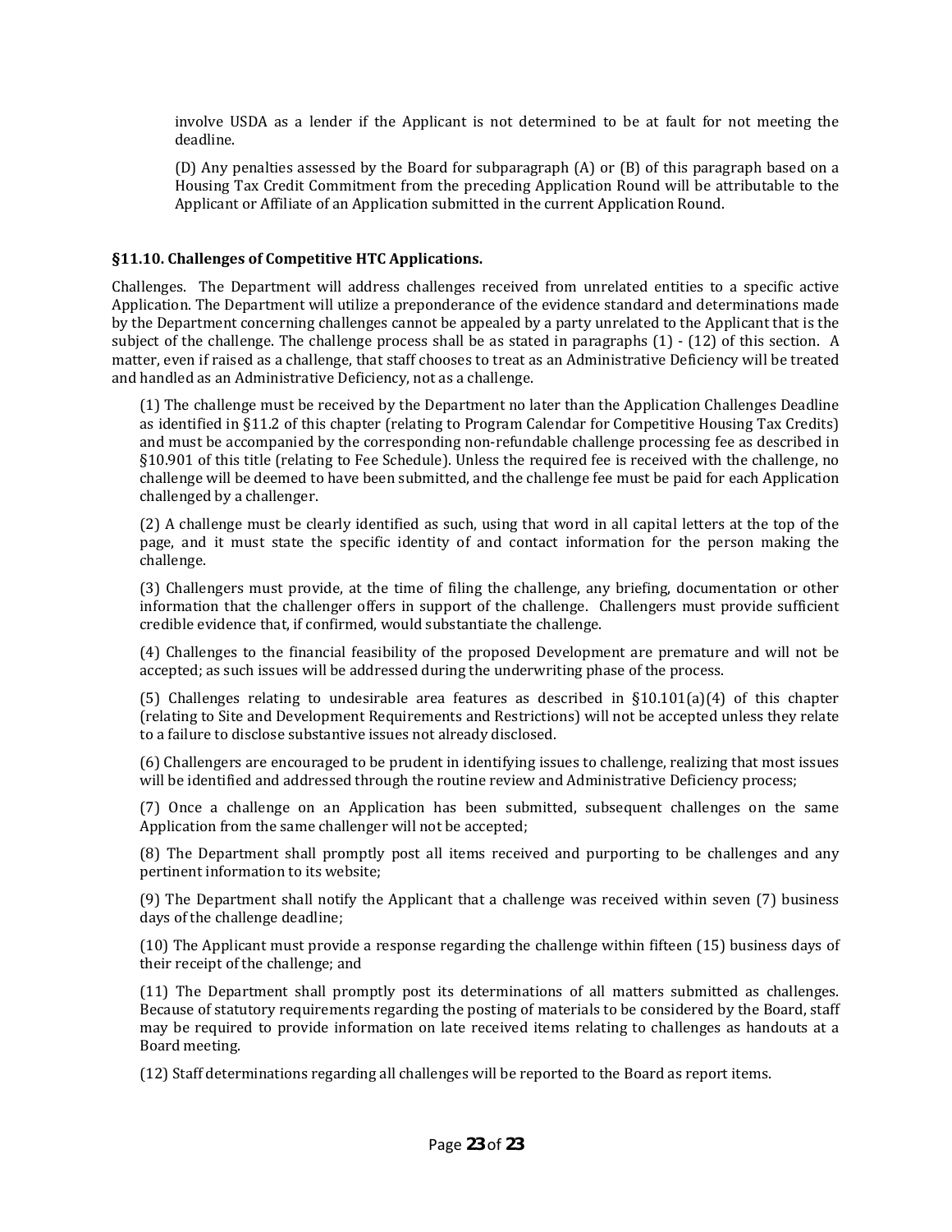involve USDA as a lender if the Applicant is not determined to be at fault for not meeting the deadline.

(D) Any penalties assessed by the Board for subparagraph (A) or (B) of this paragraph based on a Housing Tax Credit Commitment from the preceding Application Round will be attributable to the Applicant or Affiliate of an Application submitted in the current Application Round.

**§11.10. Challenges of Competitive HTC Applications.**

Challenges. The Department will address challenges received from unrelated entities to a specific active Application. The Department will utilize a preponderance of the evidence standard and determinations made by the Department concerning challenges cannot be appealed by a party unrelated to the Applicant that is the subject of the challenge. The challenge process shall be as stated in paragraphs (1) - (12) of this section. A matter, even if raised as a challenge, that staff chooses to treat as an Administrative Deficiency will be treated and handled as an Administrative Deficiency, not as a challenge.

(1) The challenge must be received by the Department no later than the Application Challenges Deadline as identified in §11.2 of this chapter (relating to Program Calendar for Competitive Housing Tax Credits) and must be accompanied by the corresponding non-refundable challenge processing fee as described in §10.901 of this title (relating to Fee Schedule). Unless the required fee is received with the challenge, no challenge will be deemed to have been submitted, and the challenge fee must be paid for each Application challenged by a challenger.

(2) A challenge must be clearly identified as such, using that word in all capital letters at the top of the page, and it must state the specific identity of and contact information for the person making the challenge.

(3) Challengers must provide, at the time of filing the challenge, any briefing, documentation or other information that the challenger offers in support of the challenge. Challengers must provide sufficient credible evidence that, if confirmed, would substantiate the challenge.

(4) Challenges to the financial feasibility of the proposed Development are premature and will not be accepted; as such issues will be addressed during the underwriting phase of the process.

(5) Challenges relating to undesirable area features as described in §10.101(a)(4) of this chapter (relating to Site and Development Requirements and Restrictions) will not be accepted unless they relate to a failure to disclose substantive issues not already disclosed.

(6) Challengers are encouraged to be prudent in identifying issues to challenge, realizing that most issues will be identified and addressed through the routine review and Administrative Deficiency process;

(7) Once a challenge on an Application has been submitted, subsequent challenges on the same Application from the same challenger will not be accepted;

(8) The Department shall promptly post all items received and purporting to be challenges and any pertinent information to its website;

(9) The Department shall notify the Applicant that a challenge was received within seven (7) business days of the challenge deadline;

(10) The Applicant must provide a response regarding the challenge within fifteen (15) business days of their receipt of the challenge; and

(11) The Department shall promptly post its determinations of all matters submitted as challenges. Because of statutory requirements regarding the posting of materials to be considered by the Board, staff may be required to provide information on late received items relating to challenges as handouts at a Board meeting.

(12) Staff determinations regarding all challenges will be reported to the Board as report items.